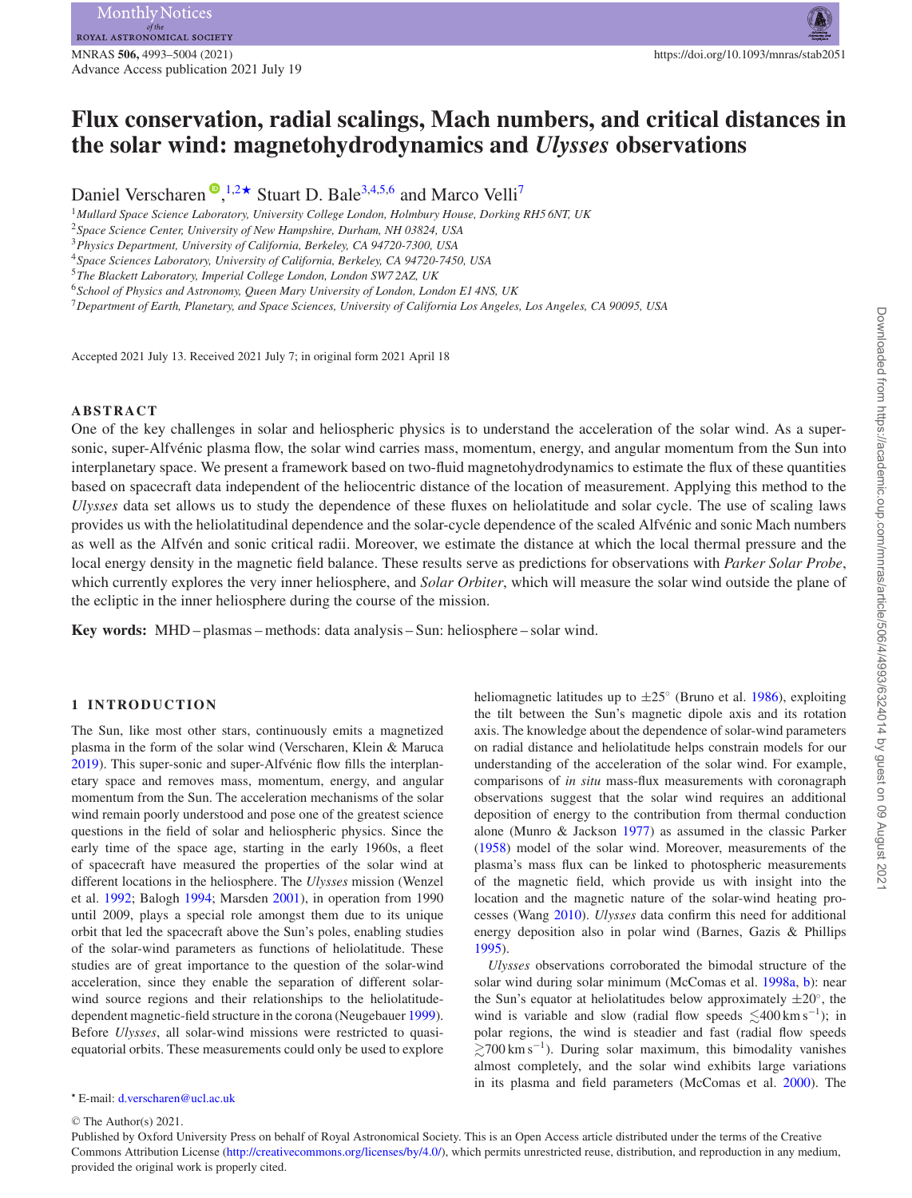# Flux conservation, radial scalings, Mach numbers, and critical distances in the solar wind: magnetohydrodynamics and *Ulysses* observations

Daniel Verscharen[1,2★] Stuart D. Bale[3,4,5,6] and Marco Velli[7]

[1] *Mullard Space Science Laboratory, University College London, Holmbury House, Dorking RH5 6NT, UK*
[2] *Space Science Center, University of New Hampshire, Durham, NH 03824, USA*
[3] *Physics Department, University of California, Berkeley, CA 94720-7300, USA*
[4] *Space Sciences Laboratory, University of California, Berkeley, CA 94720-7450, USA*
[5] *The Blackett Laboratory, Imperial College London, London SW7 2AZ, UK*
[6] *School of Physics and Astronomy, Queen Mary University of London, London E1 4NS, UK*
[7] *Department of Earth, Planetary, and Space Sciences, University of California Los Angeles, Los Angeles, CA 90095, USA*

Accepted 2021 July 13. Received 2021 July 7; in original form 2021 April 18

## ABSTRACT

One of the key challenges in solar and heliospheric physics is to understand the acceleration of the solar wind. As a supersonic, super-Alfvénic plasma flow, the solar wind carries mass, momentum, energy, and angular momentum from the Sun into interplanetary space. We present a framework based on two-fluid magnetohydrodynamics to estimate the flux of these quantities based on spacecraft data independent of the heliocentric distance of the location of measurement. Applying this method to the *Ulysses* data set allows us to study the dependence of these fluxes on heliolatitude and solar cycle. The use of scaling laws provides us with the heliolatitudinal dependence and the solar-cycle dependence of the scaled Alfvénic and sonic Mach numbers as well as the Alfvén and sonic critical radii. Moreover, we estimate the distance at which the local thermal pressure and the local energy density in the magnetic field balance. These results serve as predictions for observations with *Parker Solar Probe*, which currently explores the very inner heliosphere, and *Solar Orbiter*, which will measure the solar wind outside the plane of the ecliptic in the inner heliosphere during the course of the mission.

**Key words:** MHD – plasmas – methods: data analysis – Sun: heliosphere – solar wind.

## 1 INTRODUCTION

The Sun, like most other stars, continuously emits a magnetized plasma in the form of the solar wind (Verscharen, Klein & Maruca 2019). This super-sonic and super-Alfvénic flow fills the interplanetary space and removes mass, momentum, energy, and angular momentum from the Sun. The acceleration mechanisms of the solar wind remain poorly understood and pose one of the greatest science questions in the field of solar and heliospheric physics. Since the early time of the space age, starting in the early 1960s, a fleet of spacecraft have measured the properties of the solar wind at different locations in the heliosphere. The *Ulysses* mission (Wenzel et al. 1992; Balogh 1994; Marsden 2001), in operation from 1990 until 2009, plays a special role amongst them due to its unique orbit that led the spacecraft above the Sun's poles, enabling studies of the solar-wind parameters as functions of heliolatitude. These studies are of great importance to the question of the solar-wind acceleration, since they enable the separation of different solar-wind source regions and their relationships to the heliolatitude-dependent magnetic-field structure in the corona (Neugebauer 1999). Before *Ulysses*, all solar-wind missions were restricted to quasi-equatorial orbits. These measurements could only be used to explore heliomagnetic latitudes up to $\pm 25^{\circ}$ (Bruno et al. 1986), exploiting the tilt between the Sun's magnetic dipole axis and its rotation axis. The knowledge about the dependence of solar-wind parameters on radial distance and heliolatitude helps constrain models for our understanding of the acceleration of the solar wind. For example, comparisons of *in situ* mass-flux measurements with coronagraph observations suggest that the solar wind requires an additional deposition of energy to the contribution from thermal conduction alone (Munro & Jackson 1977) as assumed in the classic Parker (1958) model of the solar wind. Moreover, measurements of the plasma's mass flux can be linked to photospheric measurements of the magnetic field, which provide us with insight into the location and the magnetic nature of the solar-wind heating processes (Wang 2010). *Ulysses* data confirm this need for additional energy deposition also in polar wind (Barnes, Gazis & Phillips 1995).

*Ulysses* observations corroborated the bimodal structure of the solar wind during solar minimum (McComas et al. 1998a, b): near the Sun's equator at heliolatitudes below approximately $\pm 20^{\circ}$, the wind is variable and slow (radial flow speeds $\lesssim 400\,\mathrm{km\,s^{-1}}$); in polar regions, the wind is steadier and fast (radial flow speeds $\gtrsim 700\,\mathrm{km\,s^{-1}}$). During solar maximum, this bimodality vanishes almost completely, and the solar wind exhibits large variations in its plasma and field parameters (McComas et al. 2000). The

★ E-mail: d.verscharen@ucl.ac.uk

© The Author(s) 2021.
Published by Oxford University Press on behalf of Royal Astronomical Society. This is an Open Access article distributed under the terms of the Creative Commons Attribution License (http://creativecommons.org/licenses/by/4.0/), which permits unrestricted reuse, distribution, and reproduction in any medium, provided the original work is properly cited.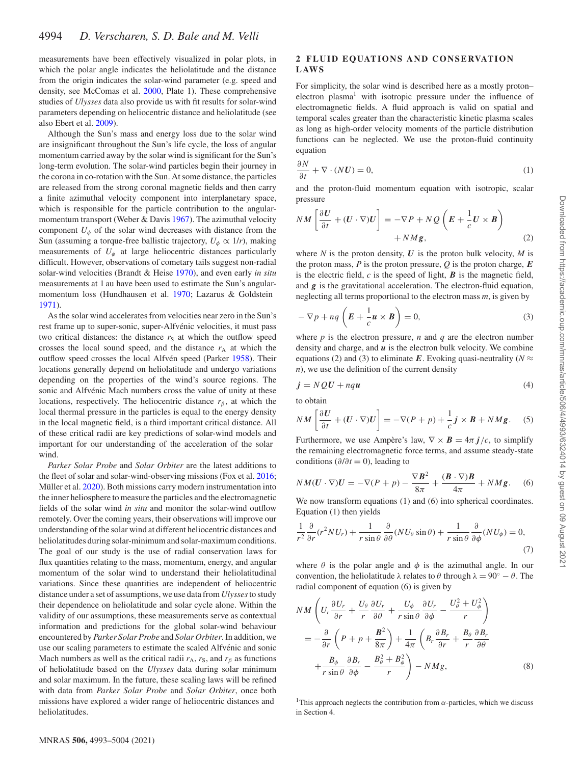measurements have been effectively visualized in polar plots, in which the polar angle indicates the heliolatitude and the distance from the origin indicates the solar-wind parameter (e.g. speed and density, see McComas et al. 2000, Plate 1). These comprehensive studies of *Ulysses* data also provide us with fit results for solar-wind parameters depending on heliocentric distance and heliolatitude (see also Ebert et al. 2009).

Although the Sun's mass and energy loss due to the solar wind are insignificant throughout the Sun's life cycle, the loss of angular momentum carried away by the solar wind is significant for the Sun's long-term evolution. The solar-wind particles begin their journey in the corona in co-rotation with the Sun. At some distance, the particles are released from the strong coronal magnetic fields and then carry a finite azimuthal velocity component into interplanetary space, which is responsible for the particle contribution to the angular-momentum transport (Weber & Davis 1967). The azimuthal velocity component $U_\phi$ of the solar wind decreases with distance from the Sun (assuming a torque-free ballistic trajectory, $U_\phi \propto 1/r$), making measurements of $U_\phi$ at large heliocentric distances particularly difficult. However, observations of cometary tails suggest non-radial solar-wind velocities (Brandt & Heise 1970), and even early *in situ* measurements at 1 au have been used to estimate the Sun's angular-momentum loss (Hundhausen et al. 1970; Lazarus & Goldstein 1971).

As the solar wind accelerates from velocities near zero in the Sun's rest frame up to super-sonic, super-Alfvénic velocities, it must pass two critical distances: the distance $r_{\mathrm{S}}$ at which the outflow speed crosses the local sound speed, and the distance $r_{\mathrm{A}}$ at which the outflow speed crosses the local Alfvén speed (Parker 1958). Their locations generally depend on heliolatitude and undergo variations depending on the properties of the wind's source regions. The sonic and Alfvénic Mach numbers cross the value of unity at these locations, respectively. The heliocentric distance $r_\beta$, at which the local thermal pressure in the particles is equal to the energy density in the local magnetic field, is a third important critical distance. All of these critical radii are key predictions of solar-wind models and important for our understanding of the acceleration of the solar wind.

*Parker Solar Probe* and *Solar Orbiter* are the latest additions to the fleet of solar and solar-wind-observing missions (Fox et al. 2016; Müller et al. 2020). Both missions carry modern instrumentation into the inner heliosphere to measure the particles and the electromagnetic fields of the solar wind *in situ* and monitor the solar-wind outflow remotely. Over the coming years, their observations will improve our understanding of the solar wind at different heliocentric distances and heliolatitudes during solar-minimum and solar-maximum conditions. The goal of our study is the use of radial conservation laws for flux quantities relating to the mass, momentum, energy, and angular momentum of the solar wind to understand their heliolatitudinal variations. Since these quantities are independent of heliocentric distance under a set of assumptions, we use data from *Ulysses* to study their dependence on heliolatitude and solar cycle alone. Within the validity of our assumptions, these measurements serve as contextual information and predictions for the global solar-wind behaviour encountered by *Parker Solar Probe* and *Solar Orbiter*. In addition, we use our scaling parameters to estimate the scaled Alfvénic and sonic Mach numbers as well as the critical radii $r_{\mathrm{A}}$, $r_{\mathrm{S}}$, and $r_\beta$ as functions of heliolatitude based on the *Ulysses* data during solar minimum and solar maximum. In the future, these scaling laws will be refined with data from *Parker Solar Probe* and *Solar Orbiter*, once both missions have explored a wider range of heliocentric distances and heliolatitudes.

## 2 FLUID EQUATIONS AND CONSERVATION LAWS

For simplicity, the solar wind is described here as a mostly proton–electron plasma[1] with isotropic pressure under the influence of electromagnetic fields. A fluid approach is valid on spatial and temporal scales greater than the characteristic kinetic plasma scales as long as high-order velocity moments of the particle distribution functions can be neglected. We use the proton-fluid continuity equation

$$\frac{\partial N}{\partial t} + \nabla \cdot (N\boldsymbol{U}) = 0, \tag{1}$$

and the proton-fluid momentum equation with isotropic, scalar pressure

$$NM\left[\frac{\partial \boldsymbol{U}}{\partial t} + (\boldsymbol{U}\cdot\nabla)\boldsymbol{U}\right] = -\nabla P + NQ\left(\boldsymbol{E} + \frac{1}{c}\boldsymbol{U}\times\boldsymbol{B}\right) + NM\boldsymbol{g}, \tag{2}$$

where $N$ is the proton density, $\boldsymbol{U}$ is the proton bulk velocity, $M$ is the proton mass, $P$ is the proton pressure, $Q$ is the proton charge, $\boldsymbol{E}$ is the electric field, $c$ is the speed of light, $\boldsymbol{B}$ is the magnetic field, and $\boldsymbol{g}$ is the gravitational acceleration. The electron-fluid equation, neglecting all terms proportional to the electron mass $m$, is given by

$$-\nabla p + nq\left(\boldsymbol{E} + \frac{1}{c}\boldsymbol{u}\times\boldsymbol{B}\right) = 0, \tag{3}$$

where $p$ is the electron pressure, $n$ and $q$ are the electron number density and charge, and $\boldsymbol{u}$ is the electron bulk velocity. We combine equations (2) and (3) to eliminate $\boldsymbol{E}$. Evoking quasi-neutrality ($N \approx n$), we use the definition of the current density

$$\boldsymbol{j} = NQ\boldsymbol{U} + nq\boldsymbol{u} \tag{4}$$

to obtain

$$NM\left[\frac{\partial \boldsymbol{U}}{\partial t} + (\boldsymbol{U}\cdot\nabla)\boldsymbol{U}\right] = -\nabla(P+p) + \frac{1}{c}\boldsymbol{j}\times\boldsymbol{B} + NM\boldsymbol{g}. \tag{5}$$

Furthermore, we use Ampère's law, $\nabla\times\boldsymbol{B} = 4\pi\boldsymbol{j}/c$, to simplify the remaining electromagnetic force terms, and assume steady-state conditions ($\partial/\partial t = 0$), leading to

$$NM(\boldsymbol{U}\cdot\nabla)\boldsymbol{U} = -\nabla(P+p) - \frac{\nabla\boldsymbol{B}^2}{8\pi} + \frac{(\boldsymbol{B}\cdot\nabla)\boldsymbol{B}}{4\pi} + NM\boldsymbol{g}. \tag{6}$$

We now transform equations (1) and (6) into spherical coordinates. Equation (1) then yields

$$\frac{1}{r^2}\frac{\partial}{\partial r}(r^2NU_r) + \frac{1}{r\sin\theta}\frac{\partial}{\partial\theta}(NU_\theta\sin\theta) + \frac{1}{r\sin\theta}\frac{\partial}{\partial\phi}(NU_\phi) = 0, \tag{7}$$

where $\theta$ is the polar angle and $\phi$ is the azimuthal angle. In our convention, the heliolatitude $\lambda$ relates to $\theta$ through $\lambda = 90^\circ - \theta$. The radial component of equation (6) is given by

$$\begin{aligned} NM&\left(U_r\frac{\partial U_r}{\partial r} + \frac{U_\theta}{r}\frac{\partial U_r}{\partial\theta} + \frac{U_\phi}{r\sin\theta}\frac{\partial U_r}{\partial\phi} - \frac{U_\theta^2 + U_\phi^2}{r}\right) \\ &= -\frac{\partial}{\partial r}\left(P + p + \frac{\boldsymbol{B}^2}{8\pi}\right) + \frac{1}{4\pi}\left(B_r\frac{\partial B_r}{\partial r} + \frac{B_\theta}{r}\frac{\partial B_r}{\partial\theta}\right. \\ &\quad \left. + \frac{B_\phi}{r\sin\theta}\frac{\partial B_r}{\partial\phi} - \frac{B_\theta^2 + B_\phi^2}{r}\right) - NMg, \end{aligned} \tag{8}$$

[1] This approach neglects the contribution from $\alpha$-particles, which we discuss in Section 4.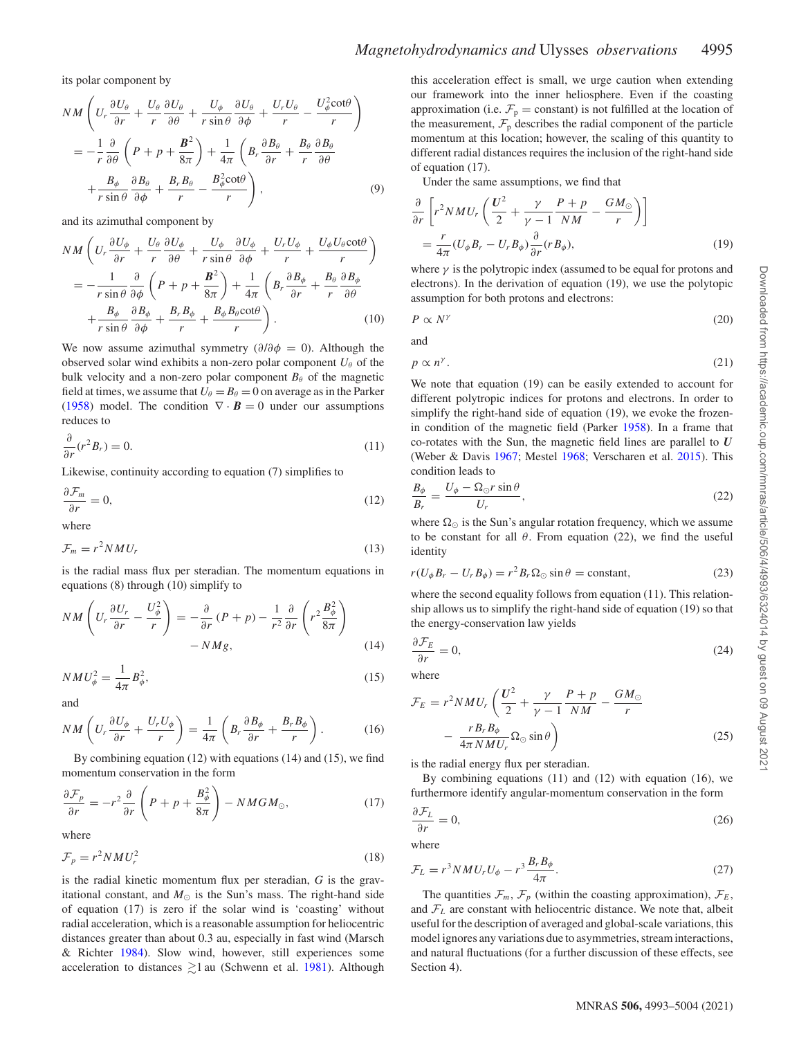its polar component by

$$NM\left(U_r\frac{\partial U_\theta}{\partial r}+\frac{U_\theta}{r}\frac{\partial U_\theta}{\partial \theta}+\frac{U_\phi}{r\sin\theta}\frac{\partial U_\theta}{\partial\phi}+\frac{U_rU_\theta}{r}-\frac{U_\phi^2\cot\theta}{r}\right)$$
$$=-\frac{1}{r}\frac{\partial}{\partial\theta}\left(P+p+\frac{\boldsymbol{B}^2}{8\pi}\right)+\frac{1}{4\pi}\left(B_r\frac{\partial B_\theta}{\partial r}+\frac{B_\theta}{r}\frac{\partial B_\theta}{\partial\theta}\right.$$
$$\left.+\frac{B_\phi}{r\sin\theta}\frac{\partial B_\theta}{\partial\phi}+\frac{B_rB_\theta}{r}-\frac{B_\phi^2\cot\theta}{r}\right), \tag{9}$$

and its azimuthal component by

$$NM\left(U_r\frac{\partial U_\phi}{\partial r}+\frac{U_\theta}{r}\frac{\partial U_\phi}{\partial \theta}+\frac{U_\phi}{r\sin\theta}\frac{\partial U_\phi}{\partial\phi}+\frac{U_rU_\phi}{r}+\frac{U_\phi U_\theta\cot\theta}{r}\right)$$
$$=-\frac{1}{r\sin\theta}\frac{\partial}{\partial\phi}\left(P+p+\frac{\boldsymbol{B}^2}{8\pi}\right)+\frac{1}{4\pi}\left(B_r\frac{\partial B_\phi}{\partial r}+\frac{B_\theta}{r}\frac{\partial B_\phi}{\partial\theta}\right.$$
$$\left.+\frac{B_\phi}{r\sin\theta}\frac{\partial B_\phi}{\partial\phi}+\frac{B_rB_\phi}{r}+\frac{B_\phi B_\theta\cot\theta}{r}\right). \tag{10}$$

We now assume azimuthal symmetry ($\partial/\partial\phi=0$). Although the observed solar wind exhibits a non-zero polar component $U_\theta$ of the bulk velocity and a non-zero polar component $B_\theta$ of the magnetic field at times, we assume that $U_\theta=B_\theta=0$ on average as in the Parker (1958) model. The condition $\nabla\cdot\boldsymbol{B}=0$ under our assumptions reduces to

$$\frac{\partial}{\partial r}(r^2B_r)=0. \tag{11}$$

Likewise, continuity according to equation (7) simplifies to

$$\frac{\partial\mathcal{F}_m}{\partial r}=0, \tag{12}$$

where

$$\mathcal{F}_m=r^2NMU_r \tag{13}$$

is the radial mass flux per steradian. The momentum equations in equations (8) through (10) simplify to

$$NM\left(U_r\frac{\partial U_r}{\partial r}-\frac{U_\phi^2}{r}\right)=-\frac{\partial}{\partial r}(P+p)-\frac{1}{r^2}\frac{\partial}{\partial r}\left(r^2\frac{B_\phi^2}{8\pi}\right)$$
$$-NMg, \tag{14}$$

$$NMU_\phi^2=\frac{1}{4\pi}B_\phi^2, \tag{15}$$

and

$$NM\left(U_r\frac{\partial U_\phi}{\partial r}+\frac{U_rU_\phi}{r}\right)=\frac{1}{4\pi}\left(B_r\frac{\partial B_\phi}{\partial r}+\frac{B_rB_\phi}{r}\right). \tag{16}$$

By combining equation (12) with equations (14) and (15), we find momentum conservation in the form

$$\frac{\partial\mathcal{F}_p}{\partial r}=-r^2\frac{\partial}{\partial r}\left(P+p+\frac{B_\phi^2}{8\pi}\right)-NMGM_\odot, \tag{17}$$

where

$$\mathcal{F}_p=r^2NMU_r^2 \tag{18}$$

is the radial kinetic momentum flux per steradian, $G$ is the gravitational constant, and $M_\odot$ is the Sun's mass. The right-hand side of equation (17) is zero if the solar wind is 'coasting' without radial acceleration, which is a reasonable assumption for heliocentric distances greater than about 0.3 au, especially in fast wind (Marsch & Richter 1984). Slow wind, however, still experiences some acceleration to distances $\gtrsim 1$ au (Schwenn et al. 1981). Although this acceleration effect is small, we urge caution when extending our framework into the inner heliosphere. Even if the coasting approximation (i.e. $\mathcal{F}_p$ = constant) is not fulfilled at the location of the measurement, $\mathcal{F}_p$ describes the radial component of the particle momentum at this location; however, the scaling of this quantity to different radial distances requires the inclusion of the right-hand side of equation (17).

Under the same assumptions, we find that

$$\frac{\partial}{\partial r}\left[r^2NMU_r\left(\frac{U^2}{2}+\frac{\gamma}{\gamma-1}\frac{P+p}{NM}-\frac{GM_\odot}{r}\right)\right]$$
$$=\frac{r}{4\pi}(U_\phi B_r-U_rB_\phi)\frac{\partial}{\partial r}(rB_\phi), \tag{19}$$

where $\gamma$ is the polytropic index (assumed to be equal for protons and electrons). In the derivation of equation (19), we use the polytopic assumption for both protons and electrons:

$$P\propto N^\gamma \tag{20}$$

and

$$p\propto n^\gamma. \tag{21}$$

We note that equation (19) can be easily extended to account for different polytropic indices for protons and electrons. In order to simplify the right-hand side of equation (19), we evoke the frozen-in condition of the magnetic field (Parker 1958). In a frame that co-rotates with the Sun, the magnetic field lines are parallel to $\boldsymbol{U}$ (Weber & Davis 1967; Mestel 1968; Verscharen et al. 2015). This condition leads to

$$\frac{B_\phi}{B_r}=\frac{U_\phi-\Omega_\odot r\sin\theta}{U_r}, \tag{22}$$

where $\Omega_\odot$ is the Sun's angular rotation frequency, which we assume to be constant for all $\theta$. From equation (22), we find the useful identity

$$r(U_\phi B_r-U_rB_\phi)=r^2B_r\Omega_\odot\sin\theta=\text{constant}, \tag{23}$$

where the second equality follows from equation (11). This relationship allows us to simplify the right-hand side of equation (19) so that the energy-conservation law yields

$$\frac{\partial\mathcal{F}_E}{\partial r}=0, \tag{24}$$

where

$$\mathcal{F}_E=r^2NMU_r\left(\frac{\boldsymbol{U}^2}{2}+\frac{\gamma}{\gamma-1}\frac{P+p}{NM}-\frac{GM_\odot}{r}\right.$$
$$\left.-\frac{rB_rB_\phi}{4\pi NMU_r}\Omega_\odot\sin\theta\right) \tag{25}$$

is the radial energy flux per steradian.

By combining equations (11) and (12) with equation (16), we furthermore identify angular-momentum conservation in the form

$$\frac{\partial\mathcal{F}_L}{\partial r}=0, \tag{26}$$

where

$$\mathcal{F}_L=r^3NMU_rU_\phi-r^3\frac{B_rB_\phi}{4\pi}. \tag{27}$$

The quantities $\mathcal{F}_m$, $\mathcal{F}_p$ (within the coasting approximation), $\mathcal{F}_E$, and $\mathcal{F}_L$ are constant with heliocentric distance. We note that, albeit useful for the description of averaged and global-scale variations, this model ignores any variations due to asymmetries, stream interactions, and natural fluctuations (for a further discussion of these effects, see Section 4).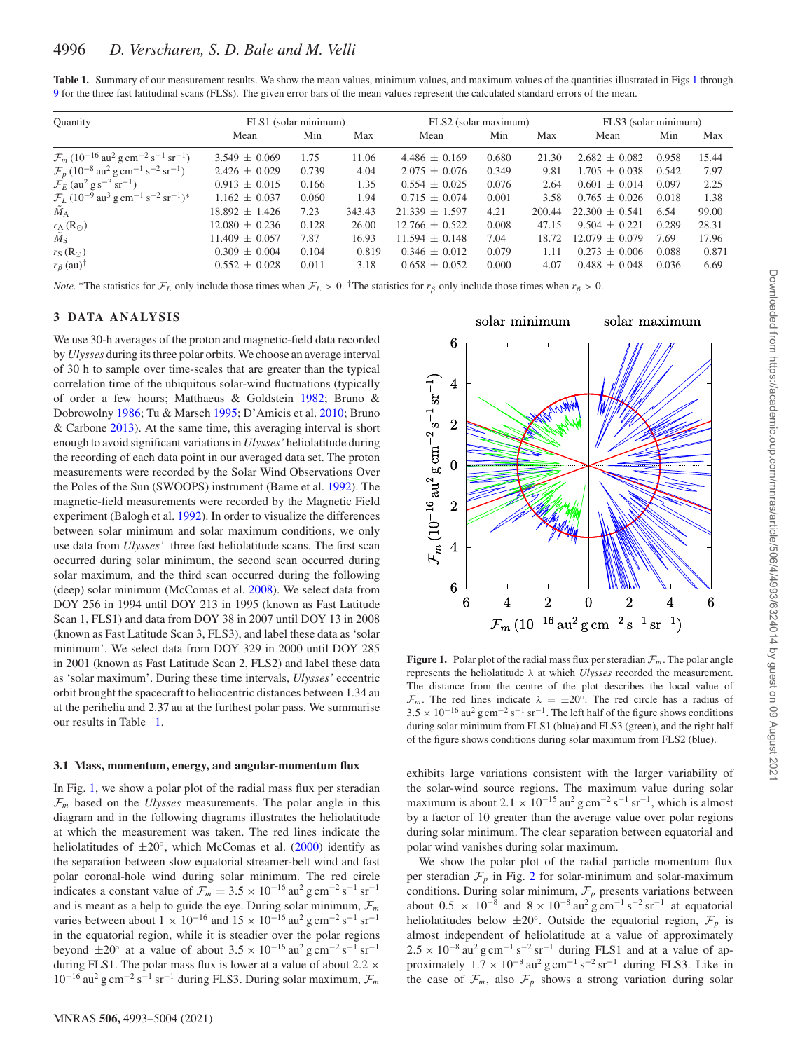**Table 1.** Summary of our measurement results. We show the mean values, minimum values, and maximum values of the quantities illustrated in Figs 1 through 9 for the three fast latitudinal scans (FLSs). The given error bars of the mean values represent the calculated standard errors of the mean.

| Quantity | FLS1 (solar minimum) | | | FLS2 (solar maximum) | | | FLS3 (solar minimum) | | |
|---|---|---|---|---|---|---|---|---|---|
| | Mean | Min | Max | Mean | Min | Max | Mean | Min | Max |
| $\mathcal{F}_m$ ($10^{-16}$ au$^2$ g cm$^{-2}$ s$^{-1}$ sr$^{-1}$) | 3.549 ± 0.069 | 1.75 | 11.06 | 4.486 ± 0.169 | 0.680 | 21.30 | 2.682 ± 0.082 | 0.958 | 15.44 |
| $\mathcal{F}_p$ ($10^{-8}$ au$^2$ g cm$^{-1}$ s$^{-2}$ sr$^{-1}$) | 2.426 ± 0.029 | 0.739 | 4.04 | 2.075 ± 0.076 | 0.349 | 9.81 | 1.705 ± 0.038 | 0.542 | 7.97 |
| $\mathcal{F}_E$ (au$^2$ g s$^{-3}$ sr$^{-1}$) | 0.913 ± 0.015 | 0.166 | 1.35 | 0.554 ± 0.025 | 0.076 | 2.64 | 0.601 ± 0.014 | 0.097 | 2.25 |
| $\mathcal{F}_L$ ($10^{-9}$ au$^3$ g cm$^{-1}$ s$^{-2}$ sr$^{-1}$)* | 1.162 ± 0.037 | 0.060 | 1.94 | 0.715 ± 0.074 | 0.001 | 3.58 | 0.765 ± 0.026 | 0.018 | 1.38 |
| $\bar{M}_{\mathrm{A}}$ | 18.892 ± 1.426 | 7.23 | 343.43 | 21.339 ± 1.597 | 4.21 | 200.44 | 22.300 ± 0.541 | 6.54 | 99.00 |
| $r_{\mathrm{A}}$ (R$_\odot$) | 12.080 ± 0.236 | 0.128 | 26.00 | 12.766 ± 0.522 | 0.008 | 47.15 | 9.504 ± 0.221 | 0.289 | 28.31 |
| $\bar{M}_{\mathrm{S}}$ | 11.409 ± 0.057 | 7.87 | 16.93 | 11.594 ± 0.148 | 7.04 | 18.72 | 12.079 ± 0.079 | 7.69 | 17.96 |
| $r_{\mathrm{S}}$ (R$_\odot$) | 0.309 ± 0.004 | 0.104 | 0.819 | 0.346 ± 0.012 | 0.079 | 1.11 | 0.273 ± 0.006 | 0.088 | 0.871 |
| $r_\beta$ (au)† | 0.552 ± 0.028 | 0.011 | 3.18 | 0.658 ± 0.052 | 0.000 | 4.07 | 0.488 ± 0.048 | 0.036 | 6.69 |

*Note.* *The statistics for $\mathcal{F}_L$ only include those times when $\mathcal{F}_L > 0$. †The statistics for $r_\beta$ only include those times when $r_\beta > 0$.

## 3 DATA ANALYSIS

We use 30-h averages of the proton and magnetic-field data recorded by *Ulysses* during its three polar orbits. We choose an average interval of 30 h to sample over time-scales that are greater than the typical correlation time of the ubiquitous solar-wind fluctuations (typically of order a few hours; Matthaeus & Goldstein 1982; Bruno & Dobrowolny 1986; Tu & Marsch 1995; D'Amicis et al. 2010; Bruno & Carbone 2013). At the same time, this averaging interval is short enough to avoid significant variations in *Ulysses'* heliolatitude during the recording of each data point in our averaged data set. The proton measurements were recorded by the Solar Wind Observations Over the Poles of the Sun (SWOOPS) instrument (Bame et al. 1992). The magnetic-field measurements were recorded by the Magnetic Field experiment (Balogh et al. 1992). In order to visualize the differences between solar minimum and solar maximum conditions, we only use data from *Ulysses'* three fast heliolatitude scans. The first scan occurred during solar minimum, the second scan occurred during solar maximum, and the third scan occurred during the following (deep) solar minimum (McComas et al. 2008). We select data from DOY 256 in 1994 until DOY 213 in 1995 (known as Fast Latitude Scan 1, FLS1) and data from DOY 38 in 2007 until DOY 13 in 2008 (known as Fast Latitude Scan 3, FLS3), and label these data as 'solar minimum'. We select data from DOY 329 in 2000 until DOY 285 in 2001 (known as Fast Latitude Scan 2, FLS2) and label these data as 'solar maximum'. During these time intervals, *Ulysses'* eccentric orbit brought the spacecraft to heliocentric distances between 1.34 au at the perihelia and 2.37 au at the furthest polar pass. We summarise our results in Table 1.

### 3.1 Mass, momentum, energy, and angular-momentum flux

In Fig. 1, we show a polar plot of the radial mass flux per steradian $\mathcal{F}_m$ based on the *Ulysses* measurements. The polar angle in this diagram and in the following diagrams illustrates the heliolatitude at which the measurement was taken. The red lines indicate the heliolatitudes of ±20°, which McComas et al. (2000) identify as the separation between slow equatorial streamer-belt wind and fast polar coronal-hole wind during solar minimum. The red circle indicates a constant value of $\mathcal{F}_m = 3.5 \times 10^{-16}$ au$^2$ g cm$^{-2}$ s$^{-1}$ sr$^{-1}$ and is meant as a help to guide the eye. During solar minimum, $\mathcal{F}_m$ varies between about $1 \times 10^{-16}$ and $15 \times 10^{-16}$ au$^2$ g cm$^{-2}$ s$^{-1}$ sr$^{-1}$ in the equatorial region, while it is steadier over the polar regions beyond ±20° at a value of about $3.5 \times 10^{-16}$ au$^2$ g cm$^{-2}$ s$^{-1}$ sr$^{-1}$ during FLS1. The polar mass flux is lower at a value of about $2.2 \times 10^{-16}$ au$^2$ g cm$^{-2}$ s$^{-1}$ sr$^{-1}$ during FLS3. During solar maximum, $\mathcal{F}_m$ exhibits large variations consistent with the larger variability of the solar-wind source regions. The maximum value during solar maximum is about $2.1 \times 10^{-15}$ au$^2$ g cm$^{-2}$ s$^{-1}$ sr$^{-1}$, which is almost by a factor of 10 greater than the average value over polar regions during solar minimum. The clear separation between equatorial and polar wind vanishes during solar maximum.

**Figure 1.** Polar plot of the radial mass flux per steradian $\mathcal{F}_m$. The polar angle represents the heliolatitude $\lambda$ at which *Ulysses* recorded the measurement. The distance from the centre of the plot describes the local value of $\mathcal{F}_m$. The red lines indicate $\lambda = \pm 20°$. The red circle has a radius of $3.5 \times 10^{-16}$ au$^2$ g cm$^{-2}$ s$^{-1}$ sr$^{-1}$. The left half of the figure shows conditions during solar minimum from FLS1 (blue) and FLS3 (green), and the right half of the figure shows conditions during solar maximum from FLS2 (blue).

We show the polar plot of the radial particle momentum flux per steradian $\mathcal{F}_p$ in Fig. 2 for solar-minimum and solar-maximum conditions. During solar minimum, $\mathcal{F}_p$ presents variations between about $0.5 \times 10^{-8}$ au$^2$ g cm$^{-1}$ s$^{-2}$ sr$^{-1}$ and $8 \times 10^{-8}$ au$^2$ g cm$^{-1}$ s$^{-2}$ sr$^{-1}$ at equatorial heliolatitudes below ±20°. Outside the equatorial region, $\mathcal{F}_p$ is almost independent of heliolatitude at a value of approximately $2.5 \times 10^{-8}$ au$^2$ g cm$^{-1}$ s$^{-2}$ sr$^{-1}$ during FLS1 and at a value of approximately $1.7 \times 10^{-8}$ au$^2$ g cm$^{-1}$ s$^{-2}$ sr$^{-1}$ during FLS3. Like in the case of $\mathcal{F}_m$, also $\mathcal{F}_p$ shows a strong variation during solar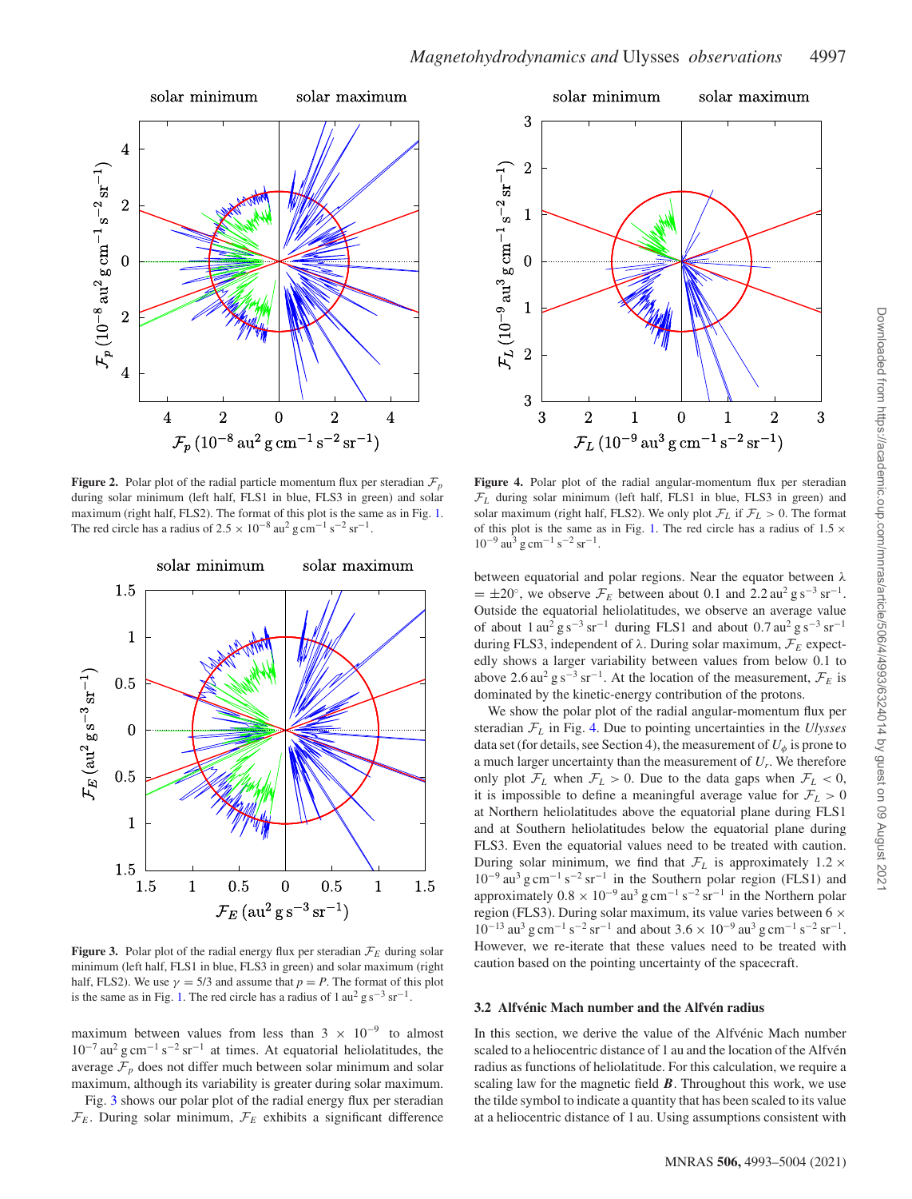Figure 2. Polar plot of the radial particle momentum flux per steradian $\mathcal{F}_p$ during solar minimum (left half, FLS1 in blue, FLS3 in green) and solar maximum (right half, FLS2). The format of this plot is the same as in Fig. 1. The red circle has a radius of $2.5 \times 10^{-8}\,\mathrm{au}^2\,\mathrm{g\,cm^{-1}\,s^{-2}\,sr^{-1}}$.

Figure 4. Polar plot of the radial angular-momentum flux per steradian $\mathcal{F}_L$ during solar minimum (left half, FLS1 in blue, FLS3 in green) and solar maximum (right half, FLS2). We only plot $\mathcal{F}_L$ if $\mathcal{F}_L > 0$. The format of this plot is the same as in Fig. 1. The red circle has a radius of $1.5 \times 10^{-9}\,\mathrm{au}^3\,\mathrm{g\,cm^{-1}\,s^{-2}\,sr^{-1}}$.

Figure 3. Polar plot of the radial energy flux per steradian $\mathcal{F}_E$ during solar minimum (left half, FLS1 in blue, FLS3 in green) and solar maximum (right half, FLS2). We use $\gamma = 5/3$ and assume that $p = P$. The format of this plot is the same as in Fig. 1. The red circle has a radius of $1\,\mathrm{au}^2\,\mathrm{g\,s^{-3}\,sr^{-1}}$.

maximum between values from less than $3 \times 10^{-9}$ to almost $10^{-7}\,\mathrm{au}^2\,\mathrm{g\,cm^{-1}\,s^{-2}\,sr^{-1}}$ at times. At equatorial heliolatitudes, the average $\mathcal{F}_p$ does not differ much between solar minimum and solar maximum, although its variability is greater during solar maximum.

Fig. 3 shows our polar plot of the radial energy flux per steradian $\mathcal{F}_E$. During solar minimum, $\mathcal{F}_E$ exhibits a significant difference between equatorial and polar regions. Near the equator between $\lambda = \pm 20^{\circ}$, we observe $\mathcal{F}_E$ between about 0.1 and $2.2\,\mathrm{au}^2\,\mathrm{g\,s^{-3}\,sr^{-1}}$. Outside the equatorial heliolatitudes, we observe an average value of about $1\,\mathrm{au}^2\,\mathrm{g\,s^{-3}\,sr^{-1}}$ during FLS1 and about $0.7\,\mathrm{au}^2\,\mathrm{g\,s^{-3}\,sr^{-1}}$ during FLS3, independent of $\lambda$. During solar maximum, $\mathcal{F}_E$ expectedly shows a larger variability between values from below 0.1 to above $2.6\,\mathrm{au}^2\,\mathrm{g\,s^{-3}\,sr^{-1}}$. At the location of the measurement, $\mathcal{F}_E$ is dominated by the kinetic-energy contribution of the protons.

We show the polar plot of the radial angular-momentum flux per steradian $\mathcal{F}_L$ in Fig. 4. Due to pointing uncertainties in the *Ulysses* data set (for details, see Section 4), the measurement of $U_\phi$ is prone to a much larger uncertainty than the measurement of $U_r$. We therefore only plot $\mathcal{F}_L$ when $\mathcal{F}_L > 0$. Due to the data gaps when $\mathcal{F}_L < 0$, it is impossible to define a meaningful average value for $\mathcal{F}_L > 0$ at Northern heliolatitudes above the equatorial plane during FLS1 and at Southern heliolatitudes below the equatorial plane during FLS3. Even the equatorial values need to be treated with caution. During solar minimum, we find that $\mathcal{F}_L$ is approximately $1.2 \times 10^{-9}\,\mathrm{au}^3\,\mathrm{g\,cm^{-1}\,s^{-2}\,sr^{-1}}$ in the Southern polar region (FLS1) and approximately $0.8 \times 10^{-9}\,\mathrm{au}^3\,\mathrm{g\,cm^{-1}\,s^{-2}\,sr^{-1}}$ in the Northern polar region (FLS3). During solar maximum, its value varies between $6 \times 10^{-13}\,\mathrm{au}^3\,\mathrm{g\,cm^{-1}\,s^{-2}\,sr^{-1}}$ and about $3.6 \times 10^{-9}\,\mathrm{au}^3\,\mathrm{g\,cm^{-1}\,s^{-2}\,sr^{-1}}$. However, we re-iterate that these values need to be treated with caution based on the pointing uncertainty of the spacecraft.

### 3.2 Alfvénic Mach number and the Alfvén radius

In this section, we derive the value of the Alfvénic Mach number scaled to a heliocentric distance of 1 au and the location of the Alfvén radius as functions of heliolatitude. For this calculation, we require a scaling law for the magnetic field $\boldsymbol{B}$. Throughout this work, we use the tilde symbol to indicate a quantity that has been scaled to its value at a heliocentric distance of 1 au. Using assumptions consistent with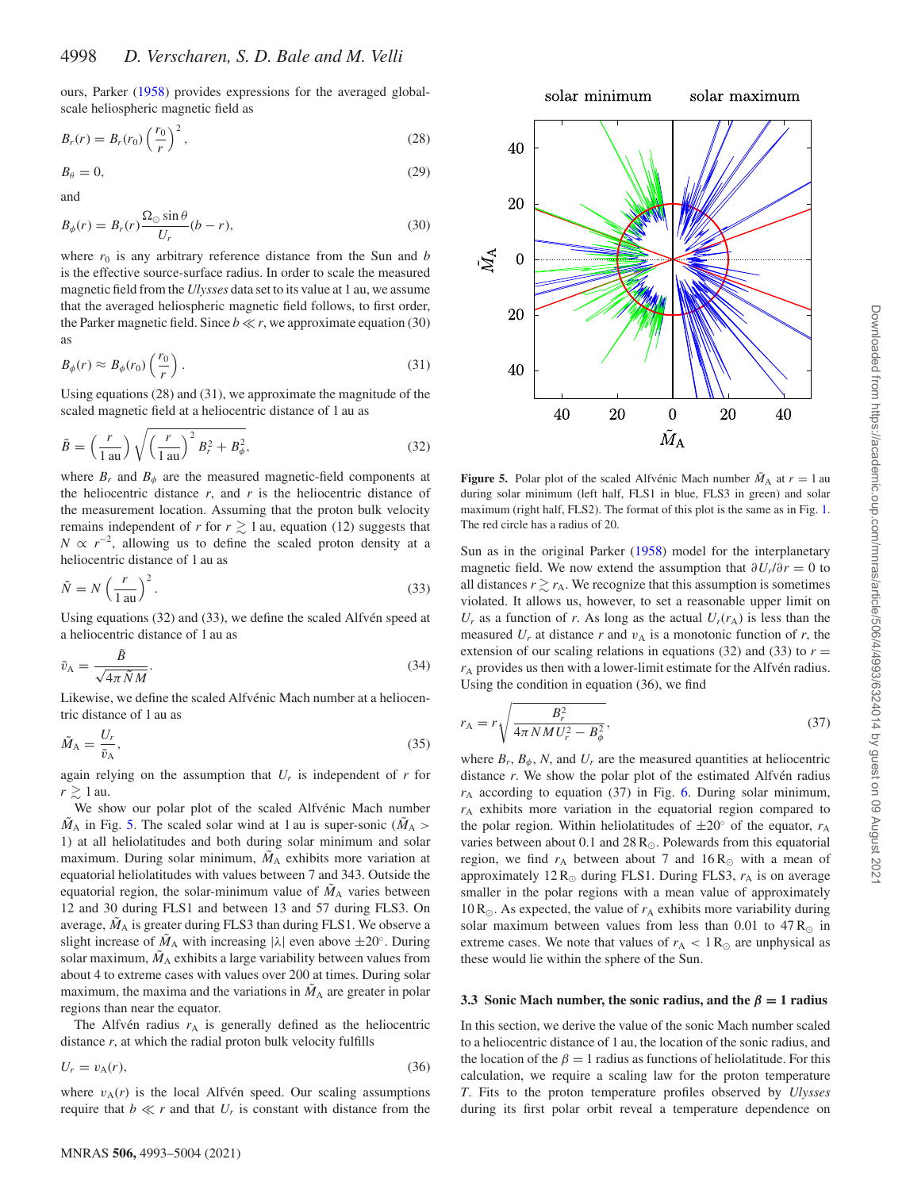ours, Parker (1958) provides expressions for the averaged global-scale heliospheric magnetic field as

$$B_r(r) = B_r(r_0)\left(\frac{r_0}{r}\right)^2, \tag{28}$$

$$B_\theta = 0, \tag{29}$$

and

$$B_\phi(r) = B_r(r)\frac{\Omega_\odot \sin\theta}{U_r}(b - r), \tag{30}$$

where $r_0$ is any arbitrary reference distance from the Sun and $b$ is the effective source-surface radius. In order to scale the measured magnetic field from the *Ulysses* data set to its value at 1 au, we assume that the averaged heliospheric magnetic field follows, to first order, the Parker magnetic field. Since $b \ll r$, we approximate equation (30) as

$$B_\phi(r) \approx B_\phi(r_0)\left(\frac{r_0}{r}\right). \tag{31}$$

Using equations (28) and (31), we approximate the magnitude of the scaled magnetic field at a heliocentric distance of 1 au as

$$\tilde{B} = \left(\frac{r}{1\,\mathrm{au}}\right)\sqrt{\left(\frac{r}{1\,\mathrm{au}}\right)^2 B_r^2 + B_\phi^2}, \tag{32}$$

where $B_r$ and $B_\phi$ are the measured magnetic-field components at the heliocentric distance $r$, and $r$ is the heliocentric distance of the measurement location. Assuming that the proton bulk velocity remains independent of $r$ for $r \gtrsim 1$ au, equation (12) suggests that $N \propto r^{-2}$, allowing us to define the scaled proton density at a heliocentric distance of 1 au as

$$\tilde{N} = N\left(\frac{r}{1\,\mathrm{au}}\right)^2. \tag{33}$$

Using equations (32) and (33), we define the scaled Alfvén speed at a heliocentric distance of 1 au as

$$\tilde{v}_\mathrm{A} = \frac{\tilde{B}}{\sqrt{4\pi\tilde{N}M}}. \tag{34}$$

Likewise, we define the scaled Alfvénic Mach number at a heliocentric distance of 1 au as

$$\tilde{M}_\mathrm{A} = \frac{U_r}{\tilde{v}_\mathrm{A}}, \tag{35}$$

again relying on the assumption that $U_r$ is independent of $r$ for $r \gtrsim 1$ au.

We show our polar plot of the scaled Alfvénic Mach number $\tilde{M}_\mathrm{A}$ in Fig. 5. The scaled solar wind at 1 au is super-sonic ($\tilde{M}_\mathrm{A} > 1$) at all heliolatitudes and both during solar minimum and solar maximum. During solar minimum, $\tilde{M}_\mathrm{A}$ exhibits more variation at equatorial heliolatitudes with values between 7 and 343. Outside the equatorial region, the solar-minimum value of $\tilde{M}_\mathrm{A}$ varies between 12 and 30 during FLS1 and between 13 and 57 during FLS3. On average, $\tilde{M}_\mathrm{A}$ is greater during FLS3 than during FLS1. We observe a slight increase of $\tilde{M}_\mathrm{A}$ with increasing $|\lambda|$ even above $\pm 20^\circ$. During solar maximum, $\tilde{M}_\mathrm{A}$ exhibits a large variability between values from about 4 to extreme cases with values over 200 at times. During solar maximum, the maxima and the variations in $\tilde{M}_\mathrm{A}$ are greater in polar regions than near the equator.

The Alfvén radius $r_\mathrm{A}$ is generally defined as the heliocentric distance $r$, at which the radial proton bulk velocity fulfills

$$U_r = v_\mathrm{A}(r), \tag{36}$$

where $v_\mathrm{A}(r)$ is the local Alfvén speed. Our scaling assumptions require that $b \ll r$ and that $U_r$ is constant with distance from the Sun as in the original Parker (1958) model for the interplanetary magnetic field. We now extend the assumption that $\partial U_r/\partial r = 0$ to all distances $r \gtrsim r_\mathrm{A}$. We recognize that this assumption is sometimes violated. It allows us, however, to set a reasonable upper limit on $U_r$ as a function of $r$. As long as the actual $U_r(r_\mathrm{A})$ is less than the measured $U_r$ at distance $r$ and $v_\mathrm{A}$ is a monotonic function of $r$, the extension of our scaling relations in equations (32) and (33) to $r = r_\mathrm{A}$ provides us then with a lower-limit estimate for the Alfvén radius. Using the condition in equation (36), we find

$$r_\mathrm{A} = r\sqrt{\frac{B_r^2}{4\pi NMU_r^2 - B_\phi^2}}, \tag{37}$$

where $B_r$, $B_\phi$, $N$, and $U_r$ are the measured quantities at heliocentric distance $r$. We show the polar plot of the estimated Alfvén radius $r_\mathrm{A}$ according to equation (37) in Fig. 6. During solar minimum, $r_\mathrm{A}$ exhibits more variation in the equatorial region compared to the polar region. Within heliolatitudes of $\pm 20^\circ$ of the equator, $r_\mathrm{A}$ varies between about 0.1 and 28 $\mathrm{R}_\odot$. Polewards from this equatorial region, we find $r_\mathrm{A}$ between about 7 and 16 $\mathrm{R}_\odot$ with a mean of approximately 12 $\mathrm{R}_\odot$ during FLS1. During FLS3, $r_\mathrm{A}$ is on average smaller in the polar regions with a mean value of approximately 10 $\mathrm{R}_\odot$. As expected, the value of $r_\mathrm{A}$ exhibits more variability during solar maximum between values from less than 0.01 to 47 $\mathrm{R}_\odot$ in extreme cases. We note that values of $r_\mathrm{A} < 1\,\mathrm{R}_\odot$ are unphysical as these would lie within the sphere of the Sun.

**Figure 5.** Polar plot of the scaled Alfvénic Mach number $\tilde{M}_\mathrm{A}$ at $r = 1$ au during solar minimum (left half, FLS1 in blue, FLS3 in green) and solar maximum (right half, FLS2). The format of this plot is the same as in Fig. 1. The red circle has a radius of 20.

### 3.3 Sonic Mach number, the sonic radius, and the $\beta = 1$ radius

In this section, we derive the value of the sonic Mach number scaled to a heliocentric distance of 1 au, the location of the sonic radius, and the location of the $\beta = 1$ radius as functions of heliolatitude. For this calculation, we require a scaling law for the proton temperature $T$. Fits to the proton temperature profiles observed by *Ulysses* during its first polar orbit reveal a temperature dependence on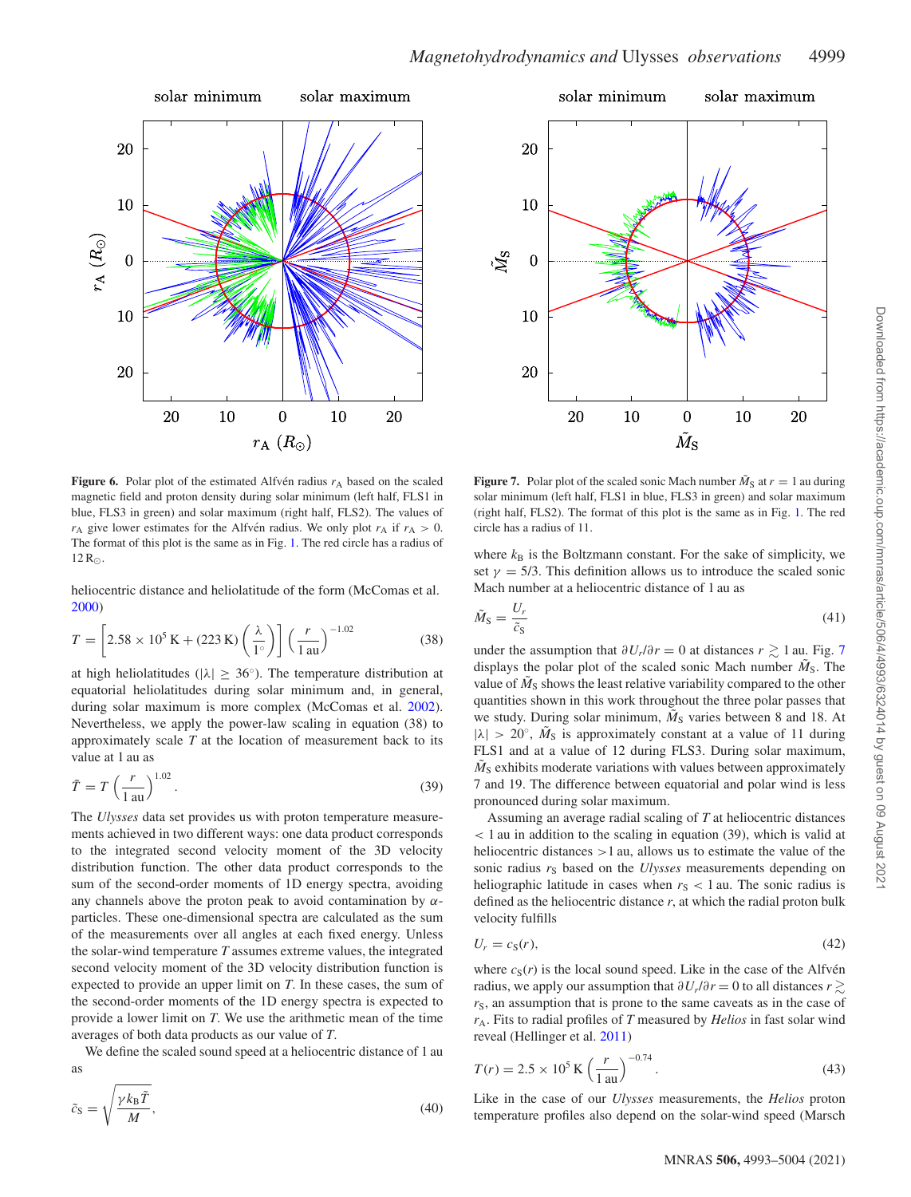Figure 6. Polar plot of the estimated Alfvén radius $r_A$ based on the scaled magnetic field and proton density during solar minimum (left half, FLS1 in blue, FLS3 in green) and solar maximum (right half, FLS2). The values of $r_A$ give lower estimates for the Alfvén radius. We only plot $r_A$ if $r_A > 0$. The format of this plot is the same as in Fig. 1. The red circle has a radius of $12\,R_\odot$.

Figure 7. Polar plot of the scaled sonic Mach number $\tilde{M}_S$ at $r = 1$ au during solar minimum (left half, FLS1 in blue, FLS3 in green) and solar maximum (right half, FLS2). The format of this plot is the same as in Fig. 1. The red circle has a radius of 11.

heliocentric distance and heliolatitude of the form (McComas et al. 2000)

$$T = \left[2.58 \times 10^5\,\mathrm{K} + (223\,\mathrm{K})\left(\frac{\lambda}{1^\circ}\right)\right]\left(\frac{r}{1\,\mathrm{au}}\right)^{-1.02} \tag{38}$$

at high heliolatitudes ($|\lambda| \geq 36^\circ$). The temperature distribution at equatorial heliolatitudes during solar minimum and, in general, during solar maximum is more complex (McComas et al. 2002). Nevertheless, we apply the power-law scaling in equation (38) to approximately scale $T$ at the location of measurement back to its value at 1 au as

$$\tilde{T} = T\left(\frac{r}{1\,\mathrm{au}}\right)^{1.02}. \tag{39}$$

The *Ulysses* data set provides us with proton temperature measurements achieved in two different ways: one data product corresponds to the integrated second velocity moment of the 3D velocity distribution function. The other data product corresponds to the sum of the second-order moments of 1D energy spectra, avoiding any channels above the proton peak to avoid contamination by $\alpha$-particles. These one-dimensional spectra are calculated as the sum of the measurements over all angles at each fixed energy. Unless the solar-wind temperature $T$ assumes extreme values, the integrated second velocity moment of the 3D velocity distribution function is expected to provide an upper limit on $T$. In these cases, the sum of the second-order moments of the 1D energy spectra is expected to provide a lower limit on $T$. We use the arithmetic mean of the time averages of both data products as our value of $T$.

We define the scaled sound speed at a heliocentric distance of 1 au as

$$\tilde{c}_S = \sqrt{\frac{\gamma k_B \tilde{T}}{M}}, \tag{40}$$

where $k_B$ is the Boltzmann constant. For the sake of simplicity, we set $\gamma = 5/3$. This definition allows us to introduce the scaled sonic Mach number at a heliocentric distance of 1 au as

$$\tilde{M}_S = \frac{U_r}{\tilde{c}_S} \tag{41}$$

under the assumption that $\partial U_r/\partial r = 0$ at distances $r \gtrsim 1$ au. Fig. 7 displays the polar plot of the scaled sonic Mach number $\tilde{M}_S$. The value of $\tilde{M}_S$ shows the least relative variability compared to the other quantities shown in this work throughout the three polar passes that we study. During solar minimum, $\tilde{M}_S$ varies between 8 and 18. At $|\lambda| > 20^\circ$, $\tilde{M}_S$ is approximately constant at a value of 11 during FLS1 and at a value of 12 during FLS3. During solar maximum, $\tilde{M}_S$ exhibits moderate variations with values between approximately 7 and 19. The difference between equatorial and polar wind is less pronounced during solar maximum.

Assuming an average radial scaling of $T$ at heliocentric distances $< 1$ au in addition to the scaling in equation (39), which is valid at heliocentric distances $>1$ au, allows us to estimate the value of the sonic radius $r_S$ based on the *Ulysses* measurements depending on heliographic latitude in cases when $r_S < 1$ au. The sonic radius is defined as the heliocentric distance $r$, at which the radial proton bulk velocity fulfills

$$U_r = c_S(r), \tag{42}$$

where $c_S(r)$ is the local sound speed. Like in the case of the Alfvén radius, we apply our assumption that $\partial U_r/\partial r = 0$ to all distances $r \gtrsim r_S$, an assumption that is prone to the same caveats as in the case of $r_A$. Fits to radial profiles of $T$ measured by *Helios* in fast solar wind reveal (Hellinger et al. 2011)

$$T(r) = 2.5 \times 10^5\,\mathrm{K}\left(\frac{r}{1\,\mathrm{au}}\right)^{-0.74}. \tag{43}$$

Like in the case of our *Ulysses* measurements, the *Helios* proton temperature profiles also depend on the solar-wind speed (Marsch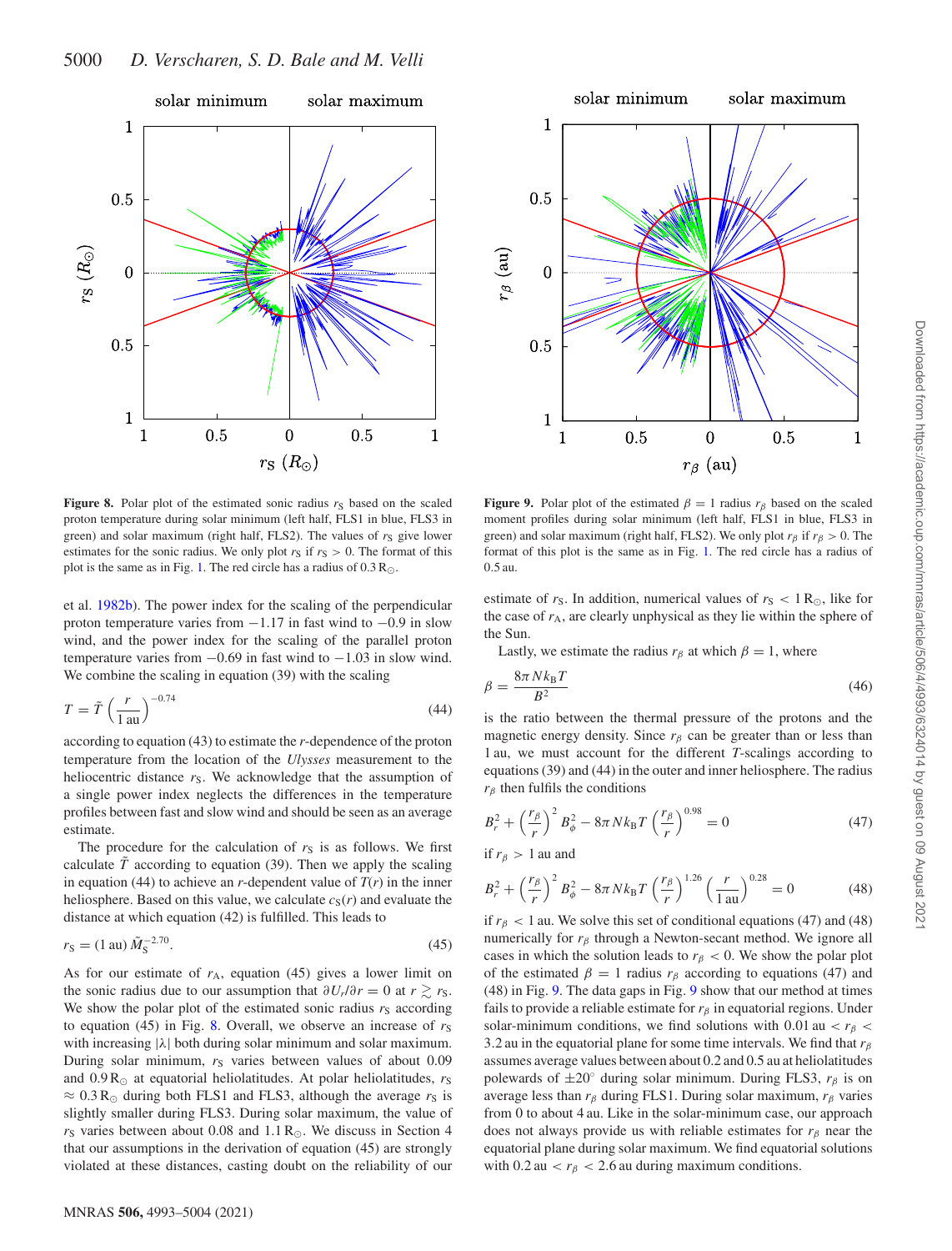**Figure 8.** Polar plot of the estimated sonic radius $r_S$ based on the scaled proton temperature during solar minimum (left half, FLS1 in blue, FLS3 in green) and solar maximum (right half, FLS2). The values of $r_S$ give lower estimates for the sonic radius. We only plot $r_S$ if $r_S > 0$. The format of this plot is the same as in Fig. 1. The red circle has a radius of $0.3\,R_\odot$.

**Figure 9.** Polar plot of the estimated $\beta = 1$ radius $r_\beta$ based on the scaled moment profiles during solar minimum (left half, FLS1 in blue, FLS3 in green) and solar maximum (right half, FLS2). We only plot $r_\beta$ if $r_\beta > 0$. The format of this plot is the same as in Fig. 1. The red circle has a radius of 0.5 au.

et al. 1982b). The power index for the scaling of the perpendicular proton temperature varies from −1.17 in fast wind to −0.9 in slow wind, and the power index for the scaling of the parallel proton temperature varies from −0.69 in fast wind to −1.03 in slow wind. We combine the scaling in equation (39) with the scaling

$$T = \tilde{T}\left(\frac{r}{1\,\mathrm{au}}\right)^{-0.74} \tag{44}$$

according to equation (43) to estimate the $r$-dependence of the proton temperature from the location of the *Ulysses* measurement to the heliocentric distance $r_S$. We acknowledge that the assumption of a single power index neglects the differences in the temperature profiles between fast and slow wind and should be seen as an average estimate.

The procedure for the calculation of $r_S$ is as follows. We first calculate $\tilde{T}$ according to equation (39). Then we apply the scaling in equation (44) to achieve an $r$-dependent value of $T(r)$ in the inner heliosphere. Based on this value, we calculate $c_S(r)$ and evaluate the distance at which equation (42) is fulfilled. This leads to

$$r_S = (1\,\mathrm{au})\,\tilde{M}_S^{-2.70}. \tag{45}$$

As for our estimate of $r_A$, equation (45) gives a lower limit on the sonic radius due to our assumption that $\partial U_r/\partial r = 0$ at $r \gtrsim r_S$. We show the polar plot of the estimated sonic radius $r_S$ according to equation (45) in Fig. 8. Overall, we observe an increase of $r_S$ with increasing $|\lambda|$ both during solar minimum and solar maximum. During solar minimum, $r_S$ varies between values of about $0.09\,R_\odot$ at equatorial heliolatitudes and $0.9\,R_\odot$. At polar heliolatitudes, $r_S \approx 0.3\,R_\odot$ during both FLS1 and FLS3, although the average $r_S$ is slightly smaller during FLS3. During solar maximum, the value of $r_S$ varies between about 0.08 and $1.1\,R_\odot$. We discuss in Section 4 that our assumptions in the derivation of equation (45) are strongly violated at these distances, casting doubt on the reliability of our estimate of $r_S$. In addition, numerical values of $r_S < 1\,R_\odot$, like for the case of $r_A$, are clearly unphysical as they lie within the sphere of the Sun.

Lastly, we estimate the radius $r_\beta$ at which $\beta = 1$, where

$$\beta = \frac{8\pi N k_B T}{B^2} \tag{46}$$

is the ratio between the thermal pressure of the protons and the magnetic energy density. Since $r_\beta$ can be greater than or less than 1 au, we must account for the different $T$-scalings according to equations (39) and (44) in the outer and inner heliosphere. The radius $r_\beta$ then fulfils the conditions

$$B_r^2 + \left(\frac{r_\beta}{r}\right)^2 B_\phi^2 - 8\pi N k_B T\left(\frac{r_\beta}{r}\right)^{0.98} = 0 \tag{47}$$

if $r_\beta > 1$ au and

$$B_r^2 + \left(\frac{r_\beta}{r}\right)^2 B_\phi^2 - 8\pi N k_B T\left(\frac{r_\beta}{r}\right)^{1.26}\left(\frac{r}{1\,\mathrm{au}}\right)^{0.28} = 0 \tag{48}$$

if $r_\beta < 1$ au. We solve this set of conditional equations (47) and (48) numerically for $r_\beta$ through a Newton-secant method. We ignore all cases in which the solution leads to $r_\beta < 0$. We show the polar plot of the estimated $\beta = 1$ radius $r_\beta$ according to equations (47) and (48) in Fig. 9. The data gaps in Fig. 9 show that our method at times fails to provide a reliable estimate for $r_\beta$ in equatorial regions. Under solar-minimum conditions, we find solutions with $0.01\,\mathrm{au} < r_\beta < 3.2\,\mathrm{au}$ in the equatorial plane for some time intervals. We find that $r_\beta$ assumes average values between about 0.2 and 0.5 au at heliolatitudes polewards of $\pm 20°$ during solar minimum. During FLS3, $r_\beta$ is on average less than $r_\beta$ during FLS1. During solar maximum, $r_\beta$ varies from 0 to about 4 au. Like in the solar-minimum case, our approach does not always provide us with reliable estimates for $r_\beta$ near the equatorial plane during solar maximum. We find equatorial solutions with $0.2\,\mathrm{au} < r_\beta < 2.6\,\mathrm{au}$ during maximum conditions.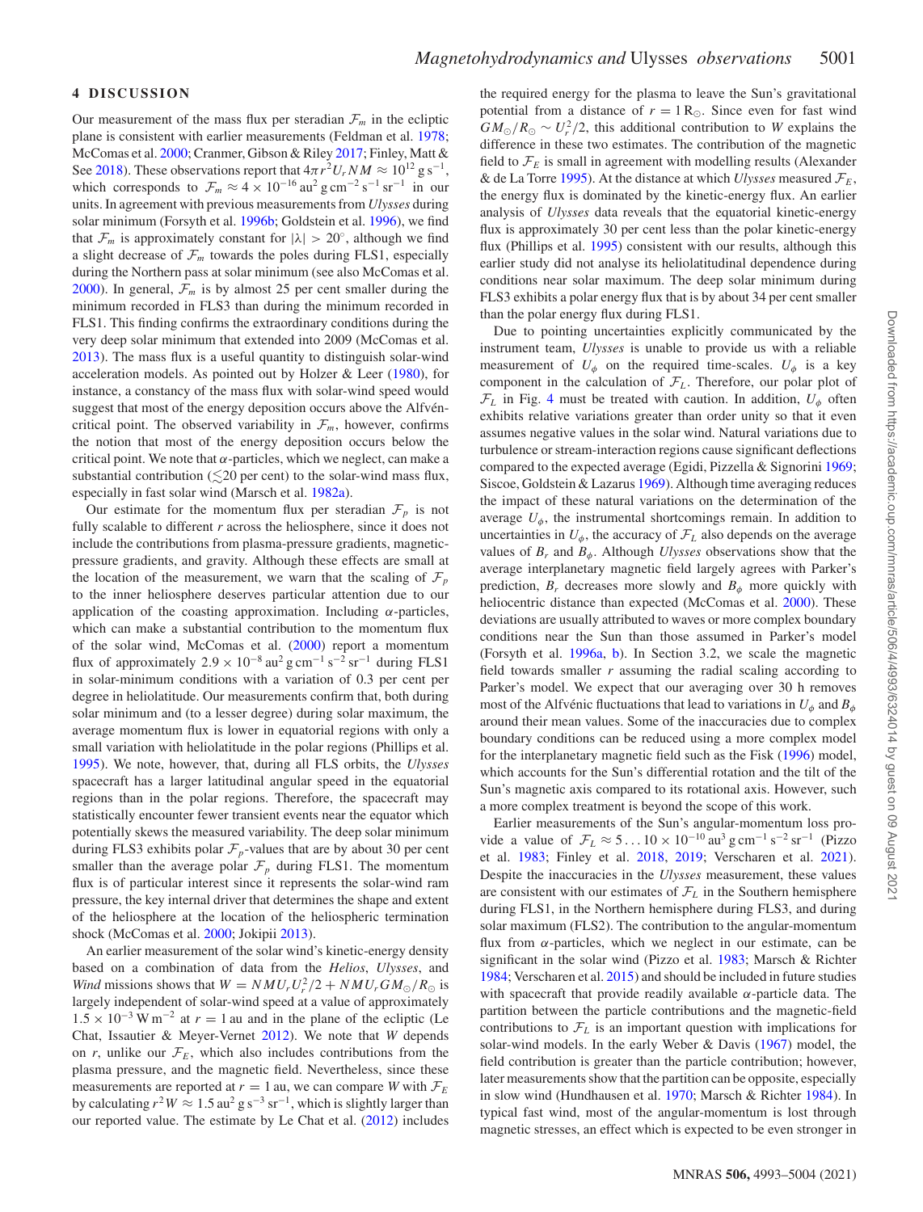## 4 DISCUSSION

Our measurement of the mass flux per steradian $\mathcal{F}_m$ in the ecliptic plane is consistent with earlier measurements (Feldman et al. 1978; McComas et al. 2000; Cranmer, Gibson & Riley 2017; Finley, Matt & See 2018). These observations report that $4\pi r^2 U_r NM \approx 10^{12}\,\mathrm{g\,s^{-1}}$, which corresponds to $\mathcal{F}_m \approx 4\times10^{-16}\,\mathrm{au^2\,g\,cm^{-2}\,s^{-1}\,sr^{-1}}$ in our units. In agreement with previous measurements from *Ulysses* during solar minimum (Forsyth et al. 1996b; Goldstein et al. 1996), we find that $\mathcal{F}_m$ is approximately constant for $|\lambda| > 20^\circ$, although we find a slight decrease of $\mathcal{F}_m$ towards the poles during FLS1, especially during the Northern pass at solar minimum (see also McComas et al. 2000). In general, $\mathcal{F}_m$ is by almost 25 per cent smaller during the minimum recorded in FLS3 than during the minimum recorded in FLS1. This finding confirms the extraordinary conditions during the very deep solar minimum that extended into 2009 (McComas et al. 2013). The mass flux is a useful quantity to distinguish solar-wind acceleration models. As pointed out by Holzer & Leer (1980), for instance, a constancy of the mass flux with solar-wind speed would suggest that most of the energy deposition occurs above the Alfvén-critical point. The observed variability in $\mathcal{F}_m$, however, confirms the notion that most of the energy deposition occurs below the critical point. We note that $\alpha$-particles, which we neglect, can make a substantial contribution ($\lesssim$20 per cent) to the solar-wind mass flux, especially in fast solar wind (Marsch et al. 1982a).

Our estimate for the momentum flux per steradian $\mathcal{F}_p$ is not fully scalable to different $r$ across the heliosphere, since it does not include the contributions from plasma-pressure gradients, magnetic-pressure gradients, and gravity. Although these effects are small at the location of the measurement, we warn that the scaling of $\mathcal{F}_p$ to the inner heliosphere deserves particular attention due to our application of the coasting approximation. Including $\alpha$-particles, which can make a substantial contribution to the momentum flux of the solar wind, McComas et al. (2000) report a momentum flux of approximately $2.9\times10^{-8}\,\mathrm{au^2\,g\,cm^{-1}\,s^{-2}\,sr^{-1}}$ during FLS1 in solar-minimum conditions with a variation of 0.3 per cent per degree in heliolatitude. Our measurements confirm that, both during solar minimum and (to a lesser degree) during solar maximum, the average momentum flux is lower in equatorial regions with only a small variation with heliolatitude in the polar regions (Phillips et al. 1995). We note, however, that, during all FLS orbits, the *Ulysses* spacecraft has a larger latitudinal angular speed in the equatorial regions than in the polar regions. Therefore, the spacecraft may statistically encounter fewer transient events near the equator which potentially skews the measured variability. The deep solar minimum during FLS3 exhibits polar $\mathcal{F}_p$-values that are by about 30 per cent smaller than the average polar $\mathcal{F}_p$ during FLS1. The momentum flux is of particular interest since it represents the solar-wind ram pressure, the key internal driver that determines the shape and extent of the heliosphere at the location of the heliospheric termination shock (McComas et al. 2000; Jokipii 2013).

An earlier measurement of the solar wind's kinetic-energy density based on a combination of data from the *Helios*, *Ulysses*, and *Wind* missions shows that $W = NMU_rU_r^2/2 + NMU_rGM_\odot/R_\odot$ is largely independent of solar-wind speed at a value of approximately $1.5\times10^{-3}\,\mathrm{W\,m^{-2}}$ at $r = 1$ au and in the plane of the ecliptic (Le Chat, Issautier & Meyer-Vernet 2012). We note that $W$ depends on $r$, unlike our $\mathcal{F}_E$, which also includes contributions from the plasma pressure, and the magnetic field. Nevertheless, since these measurements are reported at $r = 1$ au, we can compare $W$ with $\mathcal{F}_E$ by calculating $r^2W \approx 1.5\,\mathrm{au^2\,g\,s^{-3}\,sr^{-1}}$, which is slightly larger than our reported value. The estimate by Le Chat et al. (2012) includes the required energy for the plasma to leave the Sun's gravitational potential from a distance of $r = 1\,\mathrm{R}_\odot$. Since even for fast wind $GM_\odot/R_\odot \sim U_r^2/2$, this additional contribution to $W$ explains the difference in these two estimates. The contribution of the magnetic field to $\mathcal{F}_E$ is small in agreement with modelling results (Alexander & de La Torre 1995). At the distance at which *Ulysses* measured $\mathcal{F}_E$, the energy flux is dominated by the kinetic-energy flux. An earlier analysis of *Ulysses* data reveals that the equatorial kinetic-energy flux is approximately 30 per cent less than the polar kinetic-energy flux (Phillips et al. 1995) consistent with our results, although this earlier study did not analyse its heliolatitudinal dependence during conditions near solar maximum. The deep solar minimum during FLS3 exhibits a polar energy flux that is by about 34 per cent smaller than the polar energy flux during FLS1.

Due to pointing uncertainties explicitly communicated by the instrument team, *Ulysses* is unable to provide us with a reliable measurement of $U_\phi$ on the required time-scales. $U_\phi$ is a key component in the calculation of $\mathcal{F}_L$. Therefore, our polar plot of $\mathcal{F}_L$ in Fig. 4 must be treated with caution. In addition, $U_\phi$ often exhibits relative variations greater than order unity so that it even assumes negative values in the solar wind. Natural variations due to turbulence or stream-interaction regions cause significant deflections compared to the expected average (Egidi, Pizzella & Signorini 1969; Siscoe, Goldstein & Lazarus 1969). Although time averaging reduces the impact of these natural variations on the determination of the average $U_\phi$, the instrumental shortcomings remain. In addition to uncertainties in $U_\phi$, the accuracy of $\mathcal{F}_L$ also depends on the average values of $B_r$ and $B_\phi$. Although *Ulysses* observations show that the average interplanetary magnetic field largely agrees with Parker's prediction, $B_r$ decreases more slowly and $B_\phi$ more quickly with heliocentric distance than expected (McComas et al. 2000). These deviations are usually attributed to waves or more complex boundary conditions near the Sun than those assumed in Parker's model (Forsyth et al. 1996a, b). In Section 3.2, we scale the magnetic field towards smaller $r$ assuming the radial scaling according to Parker's model. We expect that our averaging over 30 h removes most of the Alfvénic fluctuations that lead to variations in $U_\phi$ and $B_\phi$ around their mean values. Some of the inaccuracies due to complex boundary conditions can be reduced using a more complex model for the interplanetary magnetic field such as the Fisk (1996) model, which accounts for the Sun's differential rotation and the tilt of the Sun's magnetic axis compared to its rotational axis. However, such a more complex treatment is beyond the scope of this work.

Earlier measurements of the Sun's angular-momentum loss provide a value of $\mathcal{F}_L \approx 5\ldots10\times10^{-10}\,\mathrm{au^3\,g\,cm^{-1}\,s^{-2}\,sr^{-1}}$ (Pizzo et al. 1983; Finley et al. 2018, 2019; Verscharen et al. 2021). Despite the inaccuracies in the *Ulysses* measurement, these values are consistent with our estimates of $\mathcal{F}_L$ in the Southern hemisphere during FLS1, in the Northern hemisphere during FLS3, and during solar maximum (FLS2). The contribution to the angular-momentum flux from $\alpha$-particles, which we neglect in our estimate, can be significant in the solar wind (Pizzo et al. 1983; Marsch & Richter 1984; Verscharen et al. 2015) and should be included in future studies with spacecraft that provide readily available $\alpha$-particle data. The partition between the particle contributions and the magnetic-field contributions to $\mathcal{F}_L$ is an important question with implications for solar-wind models. In the early Weber & Davis (1967) model, the field contribution is greater than the particle contribution; however, later measurements show that the partition can be opposite, especially in slow wind (Hundhausen et al. 1970; Marsch & Richter 1984). In typical fast wind, most of the angular-momentum is lost through magnetic stresses, an effect which is expected to be even stronger in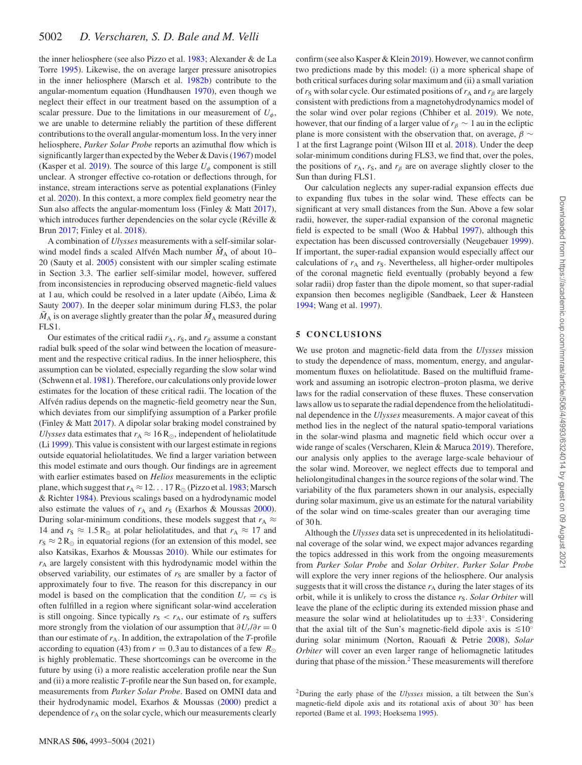the inner heliosphere (see also Pizzo et al. 1983; Alexander & de La Torre 1995). Likewise, the on average larger pressure anisotropies in the inner heliosphere (Marsch et al. 1982b) contribute to the angular-momentum equation (Hundhausen 1970), even though we neglect their effect in our treatment based on the assumption of a scalar pressure. Due to the limitations in our measurement of $U_\phi$, we are unable to determine reliably the partition of these different contributions to the overall angular-momentum loss. In the very inner heliosphere, *Parker Solar Probe* reports an azimuthal flow which is significantly larger than expected by the Weber & Davis (1967) model (Kasper et al. 2019). The source of this large $U_\phi$ component is still unclear. A stronger effective co-rotation or deflections through, for instance, stream interactions serve as potential explanations (Finley et al. 2020). In this context, a more complex field geometry near the Sun also affects the angular-momentum loss (Finley & Matt 2017), which introduces further dependencies on the solar cycle (Réville & Brun 2017; Finley et al. 2018).

A combination of *Ulysses* measurements with a self-similar solar-wind model finds a scaled Alfvén Mach number $\tilde{M}_\mathrm{A}$ of about 10–20 (Sauty et al. 2005) consistent with our simpler scaling estimate in Section 3.3. The earlier self-similar model, however, suffered from inconsistencies in reproducing observed magnetic-field values at 1 au, which could be resolved in a later update (Aibéo, Lima & Sauty 2007). In the deeper solar minimum during FLS3, the polar $\tilde{M}_\mathrm{A}$ is on average slightly greater than the polar $\tilde{M}_\mathrm{A}$ measured during FLS1.

Our estimates of the critical radii $r_\mathrm{A}$, $r_\mathrm{S}$, and $r_\beta$ assume a constant radial bulk speed of the solar wind between the location of measurement and the respective critical radius. In the inner heliosphere, this assumption can be violated, especially regarding the slow solar wind (Schwenn et al. 1981). Therefore, our calculations only provide lower estimates for the location of these critical radii. The location of the Alfvén radius depends on the magnetic-field geometry near the Sun, which deviates from our simplifying assumption of a Parker profile (Finley & Matt 2017). A dipolar solar braking model constrained by *Ulysses* data estimates that $r_\mathrm{A} \approx 16\,\mathrm{R}_\odot$, independent of heliolatitude (Li 1999). This value is consistent with our largest estimate in regions outside equatorial heliolatitudes. We find a larger variation between this model estimate and ours though. Our findings are in agreement with earlier estimates based on *Helios* measurements in the ecliptic plane, which suggest that $r_\mathrm{A} \approx 12\ldots 17\,\mathrm{R}_\odot$ (Pizzo et al. 1983; Marsch & Richter 1984). Previous scalings based on a hydrodynamic model also estimate the values of $r_\mathrm{A}$ and $r_\mathrm{S}$ (Exarhos & Moussas 2000). During solar-minimum conditions, these models suggest that $r_\mathrm{A} \approx 14$ and $r_\mathrm{S} \approx 1.5\,\mathrm{R}_\odot$ at polar heliolatitudes, and that $r_\mathrm{A} \approx 17$ and $r_\mathrm{S} \approx 2\,\mathrm{R}_\odot$ in equatorial regions (for an extension of this model, see also Katsikas, Exarhos & Moussas 2010). While our estimates for $r_\mathrm{A}$ are largely consistent with this hydrodynamic model within the observed variability, our estimates of $r_\mathrm{S}$ are smaller by a factor of approximately four to five. The reason for this discrepancy in our model is based on the complication that the condition $U_r = c_\mathrm{S}$ is often fulfilled in a region where significant solar-wind acceleration is still ongoing. Since typically $r_\mathrm{S} < r_\mathrm{A}$, our estimate of $r_\mathrm{S}$ suffers more strongly from the violation of our assumption that $\partial U_r/\partial r = 0$ than our estimate of $r_\mathrm{A}$. In addition, the extrapolation of the $T$-profile according to equation (43) from $r = 0.3$ au to distances of a few $R_\odot$ is highly problematic. These shortcomings can be overcome in the future by using (i) a more realistic acceleration profile near the Sun and (ii) a more realistic $T$-profile near the Sun based on, for example, measurements from *Parker Solar Probe*. Based on OMNI data and their hydrodynamic model, Exarhos & Moussas (2000) predict a dependence of $r_\mathrm{A}$ on the solar cycle, which our measurements clearly confirm (see also Kasper & Klein 2019). However, we cannot confirm two predictions made by this model: (i) a more spherical shape of both critical surfaces during solar maximum and (ii) a small variation of $r_\mathrm{S}$ with solar cycle. Our estimated positions of $r_\mathrm{A}$ and $r_\beta$ are largely consistent with predictions from a magnetohydrodynamics model of the solar wind over polar regions (Chhiber et al. 2019). We note, however, that our finding of a larger value of $r_\beta \sim 1$ au in the ecliptic plane is more consistent with the observation that, on average, $\beta \sim 1$ at the first Lagrange point (Wilson III et al. 2018). Under the deep solar-minimum conditions during FLS3, we find that, over the poles, the positions of $r_\mathrm{A}$, $r_\mathrm{S}$, and $r_\beta$ are on average slightly closer to the Sun than during FLS1.

Our calculation neglects any super-radial expansion effects due to expanding flux tubes in the solar wind. These effects can be significant at very small distances from the Sun. Above a few solar radii, however, the super-radial expansion of the coronal magnetic field is expected to be small (Woo & Habbal 1997), although this expectation has been discussed controversially (Neugebauer 1999). If important, the super-radial expansion would especially affect our calculations of $r_\mathrm{A}$ and $r_\mathrm{S}$. Nevertheless, all higher-order multipoles of the coronal magnetic field eventually (probably beyond a few solar radii) drop faster than the dipole moment, so that super-radial expansion then becomes negligible (Sandbaek, Leer & Hansteen 1994; Wang et al. 1997).

## 5 CONCLUSIONS

We use proton and magnetic-field data from the *Ulysses* mission to study the dependence of mass, momentum, energy, and angular-momentum fluxes on heliolatitude. Based on the multifluid framework and assuming an isotropic electron–proton plasma, we derive laws for the radial conservation of these fluxes. These conservation laws allow us to separate the radial dependence from the heliolatitudinal dependence in the *Ulysses* measurements. A major caveat of this method lies in the neglect of the natural spatio-temporal variations in the solar-wind plasma and magnetic field which occur over a wide range of scales (Verscharen, Klein & Maruca 2019). Therefore, our analysis only applies to the average large-scale behaviour of the solar wind. Moreover, we neglect effects due to temporal and heliolongitudinal changes in the source regions of the solar wind. The variability of the flux parameters shown in our analysis, especially during solar maximum, give us an estimate for the natural variability of the solar wind on time-scales greater than our averaging time of 30 h.

Although the *Ulysses* data set is unprecedented in its heliolatitudinal coverage of the solar wind, we expect major advances regarding the topics addressed in this work from the ongoing measurements from *Parker Solar Probe* and *Solar Orbiter*. *Parker Solar Probe* will explore the very inner regions of the heliosphere. Our analysis suggests that it will cross the distance $r_\mathrm{A}$ during the later stages of its orbit, while it is unlikely to cross the distance $r_\mathrm{S}$. *Solar Orbiter* will leave the plane of the ecliptic during its extended mission phase and measure the solar wind at heliolatitudes up to $\pm 33^\circ$. Considering that the axial tilt of the Sun's magnetic-field dipole axis is $\lesssim 10^\circ$ during solar minimum (Norton, Raouafi & Petrie 2008), *Solar Orbiter* will cover an even larger range of heliomagnetic latitudes during that phase of the mission.[2] These measurements will therefore

[2] During the early phase of the *Ulysses* mission, a tilt between the Sun's magnetic-field dipole axis and its rotational axis of about 30° has been reported (Bame et al. 1993; Hoeksema 1995).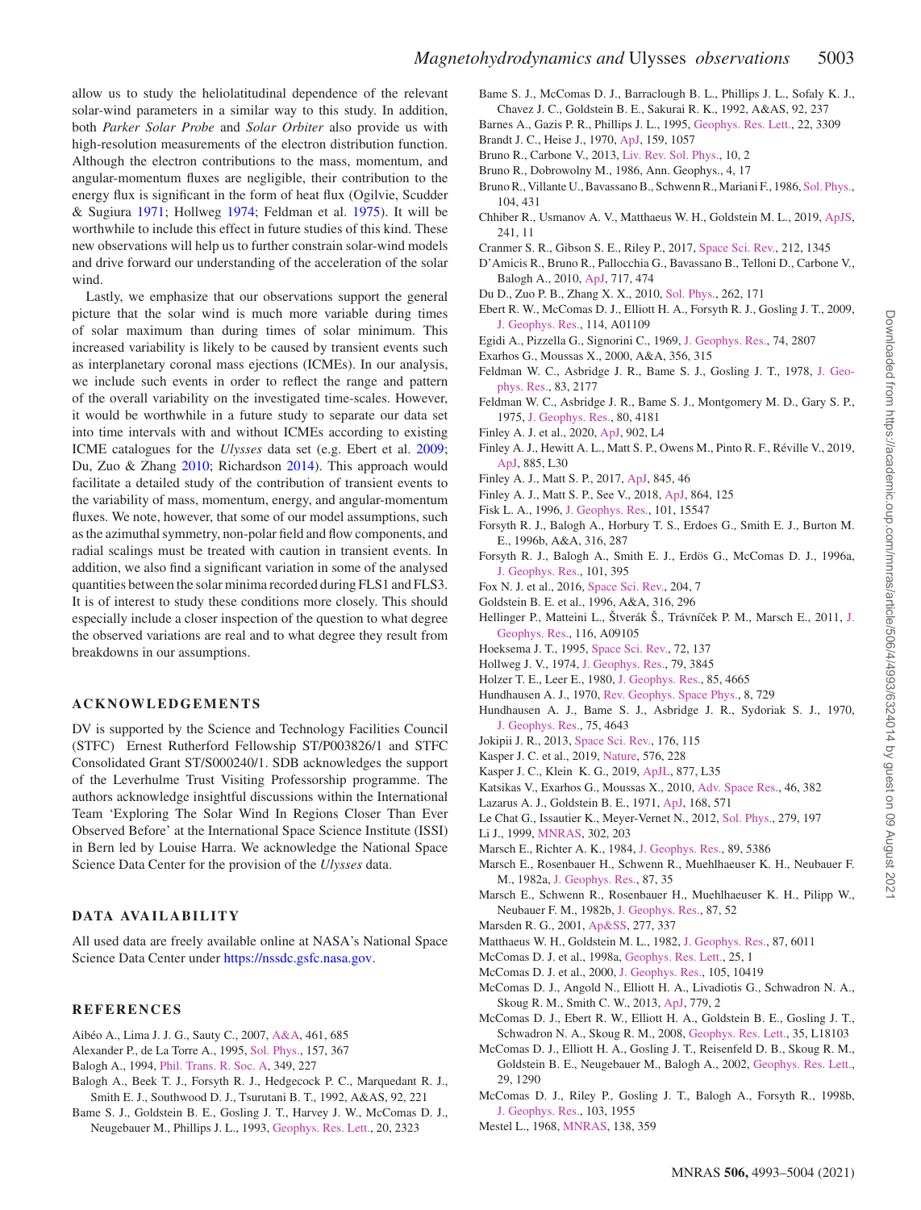allow us to study the heliolatitudinal dependence of the relevant solar-wind parameters in a similar way to this study. In addition, both *Parker Solar Probe* and *Solar Orbiter* also provide us with high-resolution measurements of the electron distribution function. Although the electron contributions to the mass, momentum, and angular-momentum fluxes are negligible, their contribution to the energy flux is significant in the form of heat flux (Ogilvie, Scudder & Sugiura 1971; Hollweg 1974; Feldman et al. 1975). It will be worthwhile to include this effect in future studies of this kind. These new observations will help us to further constrain solar-wind models and drive forward our understanding of the acceleration of the solar wind.

Lastly, we emphasize that our observations support the general picture that the solar wind is much more variable during times of solar maximum than during times of solar minimum. This increased variability is likely to be caused by transient events such as interplanetary coronal mass ejections (ICMEs). In our analysis, we include such events in order to reflect the range and pattern of the overall variability on the investigated time-scales. However, it would be worthwhile in a future study to separate our data set into time intervals with and without ICMEs according to existing ICME catalogues for the *Ulysses* data set (e.g. Ebert et al. 2009; Du, Zuo & Zhang 2010; Richardson 2014). This approach would facilitate a detailed study of the contribution of transient events to the variability of mass, momentum, energy, and angular-momentum fluxes. We note, however, that some of our model assumptions, such as the azimuthal symmetry, non-polar field and flow components, and radial scalings must be treated with caution in transient events. In addition, we also find a significant variation in some of the analysed quantities between the solar minima recorded during FLS1 and FLS3. It is of interest to study these conditions more closely. This should especially include a closer inspection of the question to what degree the observed variations are real and to what degree they result from breakdowns in our assumptions.

## ACKNOWLEDGEMENTS

DV is supported by the Science and Technology Facilities Council (STFC) Ernest Rutherford Fellowship ST/P003826/1 and STFC Consolidated Grant ST/S000240/1. SDB acknowledges the support of the Leverhulme Trust Visiting Professorship programme. The authors acknowledge insightful discussions within the International Team 'Exploring The Solar Wind In Regions Closer Than Ever Observed Before' at the International Space Science Institute (ISSI) in Bern led by Louise Harra. We acknowledge the National Space Science Data Center for the provision of the *Ulysses* data.

## DATA AVAILABILITY

All used data are freely available online at NASA's National Space Science Data Center under https://nssdc.gsfc.nasa.gov.

## REFERENCES

Aibéo A., Lima J. J. G., Sauty C., 2007, A&A, 461, 685
Alexander P., de La Torre A., 1995, Sol. Phys., 157, 367
Balogh A., 1994, Phil. Trans. R. Soc. A, 349, 227
Balogh A., Beek T. J., Forsyth R. J., Hedgecock P. C., Marquedant R. J., Smith E. J., Southwood D. J., Tsurutani B. T., 1992, A&AS, 92, 221
Bame S. J., Goldstein B. E., Gosling J. T., Harvey J. W., McComas D. J., Neugebauer M., Phillips J. L., 1993, Geophys. Res. Lett., 20, 2323
Bame S. J., McComas D. J., Barraclough B. L., Phillips J. L., Sofaly K. J., Chavez J. C., Goldstein B. E., Sakurai R. K., 1992, A&AS, 92, 237
Barnes A., Gazis P. R., Phillips J. L., 1995, Geophys. Res. Lett., 22, 3309
Brandt J. C., Heise J., 1970, ApJ, 159, 1057
Bruno R., Carbone V., 2013, Liv. Rev. Sol. Phys., 10, 2
Bruno R., Dobrowolny M., 1986, Ann. Geophys., 4, 17
Bruno R., Villante U., Bavassano B., Schwenn R., Mariani F., 1986, Sol. Phys., 104, 431
Chhiber R., Usmanov A. V., Matthaeus W. H., Goldstein M. L., 2019, ApJS, 241, 11
Cranmer S. R., Gibson S. E., Riley P., 2017, Space Sci. Rev., 212, 1345
D'Amicis R., Bruno R., Pallocchia G., Bavassano B., Telloni D., Carbone V., Balogh A., 2010, ApJ, 717, 474
Du D., Zuo P. B., Zhang X. X., 2010, Sol. Phys., 262, 171
Ebert R. W., McComas D. J., Elliott H. A., Forsyth R. J., Gosling J. T., 2009, J. Geophys. Res., 114, A01109
Egidi A., Pizzella G., Signorini C., 1969, J. Geophys. Res., 74, 2807
Exarhos G., Moussas X., 2000, A&A, 356, 315
Feldman W. C., Asbridge J. R., Bame S. J., Gosling J. T., 1978, J. Geophys. Res., 83, 2177
Feldman W. C., Asbridge J. R., Bame S. J., Montgomery M. D., Gary S. P., 1975, J. Geophys. Res., 80, 4181
Finley A. J. et al., 2020, ApJ, 902, L4
Finley A. J., Hewitt A. L., Matt S. P., Owens M., Pinto R. F., Réville V., 2019, ApJ, 885, L30
Finley A. J., Matt S. P., 2017, ApJ, 845, 46
Finley A. J., Matt S. P., See V., 2018, ApJ, 864, 125
Fisk L. A., 1996, J. Geophys. Res., 101, 15547
Forsyth R. J., Balogh A., Horbury T. S., Erdoes G., Smith E. J., Burton M. E., 1996b, A&A, 316, 287
Forsyth R. J., Balogh A., Smith E. J., Erdös G., McComas D. J., 1996a, J. Geophys. Res., 101, 395
Fox N. J. et al., 2016, Space Sci. Rev., 204, 7
Goldstein B. E. et al., 1996, A&A, 316, 296
Hellinger P., Matteini L., Štverák Š., Trávníček P. M., Marsch E., 2011, J. Geophys. Res., 116, A09105
Hoeksema J. T., 1995, Space Sci. Rev., 72, 137
Hollweg J. V., 1974, J. Geophys. Res., 79, 3845
Holzer T. E., Leer E., 1980, J. Geophys. Res., 85, 4665
Hundhausen A. J., 1970, Rev. Geophys. Space Phys., 8, 729
Hundhausen A. J., Bame S. J., Asbridge J. R., Sydoriak S. J., 1970, J. Geophys. Res., 75, 4643
Jokipii J. R., 2013, Space Sci. Rev., 176, 115
Kasper J. C. et al., 2019, Nature, 576, 228
Kasper J. C., Klein K. G., 2019, ApJL, 877, L35
Katsikas V., Exarhos G., Moussas X., 2010, Adv. Space Res., 46, 382
Lazarus A. J., Goldstein B. E., 1971, ApJ, 168, 571
Le Chat G., Issautier K., Meyer-Vernet N., 2012, Sol. Phys., 279, 197
Li J., 1999, MNRAS, 302, 203
Marsch E., Richter A. K., 1984, J. Geophys. Res., 89, 5386
Marsch E., Rosenbauer H., Schwenn R., Muehlhaeuser K. H., Neubauer F. M., 1982a, J. Geophys. Res., 87, 35
Marsch E., Schwenn R., Rosenbauer H., Muehlhaeuser K. H., Pilipp W., Neubauer F. M., 1982b, J. Geophys. Res., 87, 52
Marsden R. G., 2001, Ap&SS, 277, 337
Matthaeus W. H., Goldstein M. L., 1982, J. Geophys. Res., 87, 6011
McComas D. J. et al., 1998a, Geophys. Res. Lett., 25, 1
McComas D. J. et al., 2000, J. Geophys. Res., 105, 10419
McComas D. J., Angold N., Elliott H. A., Livadiotis G., Schwadron N. A., Skoug R. M., Smith C. W., 2013, ApJ, 779, 2
McComas D. J., Ebert R. W., Elliott H. A., Goldstein B. E., Gosling J. T., Schwadron N. A., Skoug R. M., 2008, Geophys. Res. Lett., 35, L18103
McComas D. J., Elliott H. A., Gosling J. T., Reisenfeld D. B., Skoug R. M., Goldstein B. E., Neugebauer M., Balogh A., 2002, Geophys. Res. Lett., 29, 1290
McComas D. J., Riley P., Gosling J. T., Balogh A., Forsyth R., 1998b, J. Geophys. Res., 103, 1955
Mestel L., 1968, MNRAS, 138, 359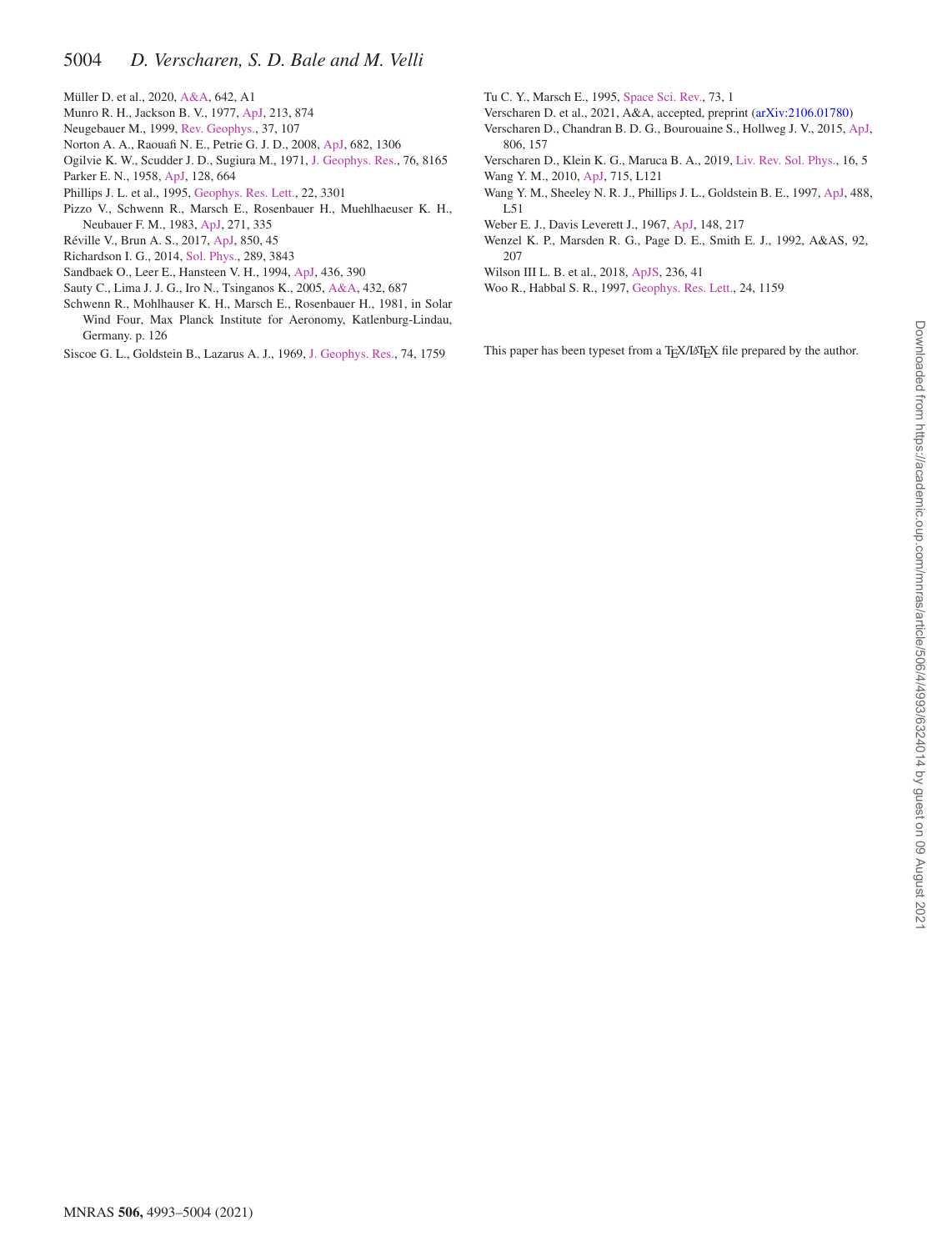Müller D. et al., 2020, A&A, 642, A1

Munro R. H., Jackson B. V., 1977, ApJ, 213, 874

Neugebauer M., 1999, Rev. Geophys., 37, 107

Norton A. A., Raouafi N. E., Petrie G. J. D., 2008, ApJ, 682, 1306

Ogilvie K. W., Scudder J. D., Sugiura M., 1971, J. Geophys. Res., 76, 8165

Parker E. N., 1958, ApJ, 128, 664

Phillips J. L. et al., 1995, Geophys. Res. Lett., 22, 3301

Pizzo V., Schwenn R., Marsch E., Rosenbauer H., Muehlhaeuser K. H., Neubauer F. M., 1983, ApJ, 271, 335

Réville V., Brun A. S., 2017, ApJ, 850, 45

Richardson I. G., 2014, Sol. Phys., 289, 3843

Sandbaek O., Leer E., Hansteen V. H., 1994, ApJ, 436, 390

Sauty C., Lima J. J. G., Iro N., Tsinganos K., 2005, A&A, 432, 687

Schwenn R., Mohlhauser K. H., Marsch E., Rosenbauer H., 1981, in Solar Wind Four, Max Planck Institute for Aeronomy, Katlenburg-Lindau, Germany. p. 126

Siscoe G. L., Goldstein B., Lazarus A. J., 1969, J. Geophys. Res., 74, 1759

Tu C. Y., Marsch E., 1995, Space Sci. Rev., 73, 1

Verscharen D. et al., 2021, A&A, accepted, preprint (arXiv:2106.01780)

Verscharen D., Chandran B. D. G., Bourouaine S., Hollweg J. V., 2015, ApJ, 806, 157

Verscharen D., Klein K. G., Maruca B. A., 2019, Liv. Rev. Sol. Phys., 16, 5

Wang Y. M., 2010, ApJ, 715, L121

Wang Y. M., Sheeley N. R. J., Phillips J. L., Goldstein B. E., 1997, ApJ, 488, L51

Weber E. J., Davis Leverett J., 1967, ApJ, 148, 217

Wenzel K. P., Marsden R. G., Page D. E., Smith E. J., 1992, A&AS, 92, 207

Wilson III L. B. et al., 2018, ApJS, 236, 41

Woo R., Habbal S. R., 1997, Geophys. Res. Lett., 24, 1159

This paper has been typeset from a TEX/LATEX file prepared by the author.